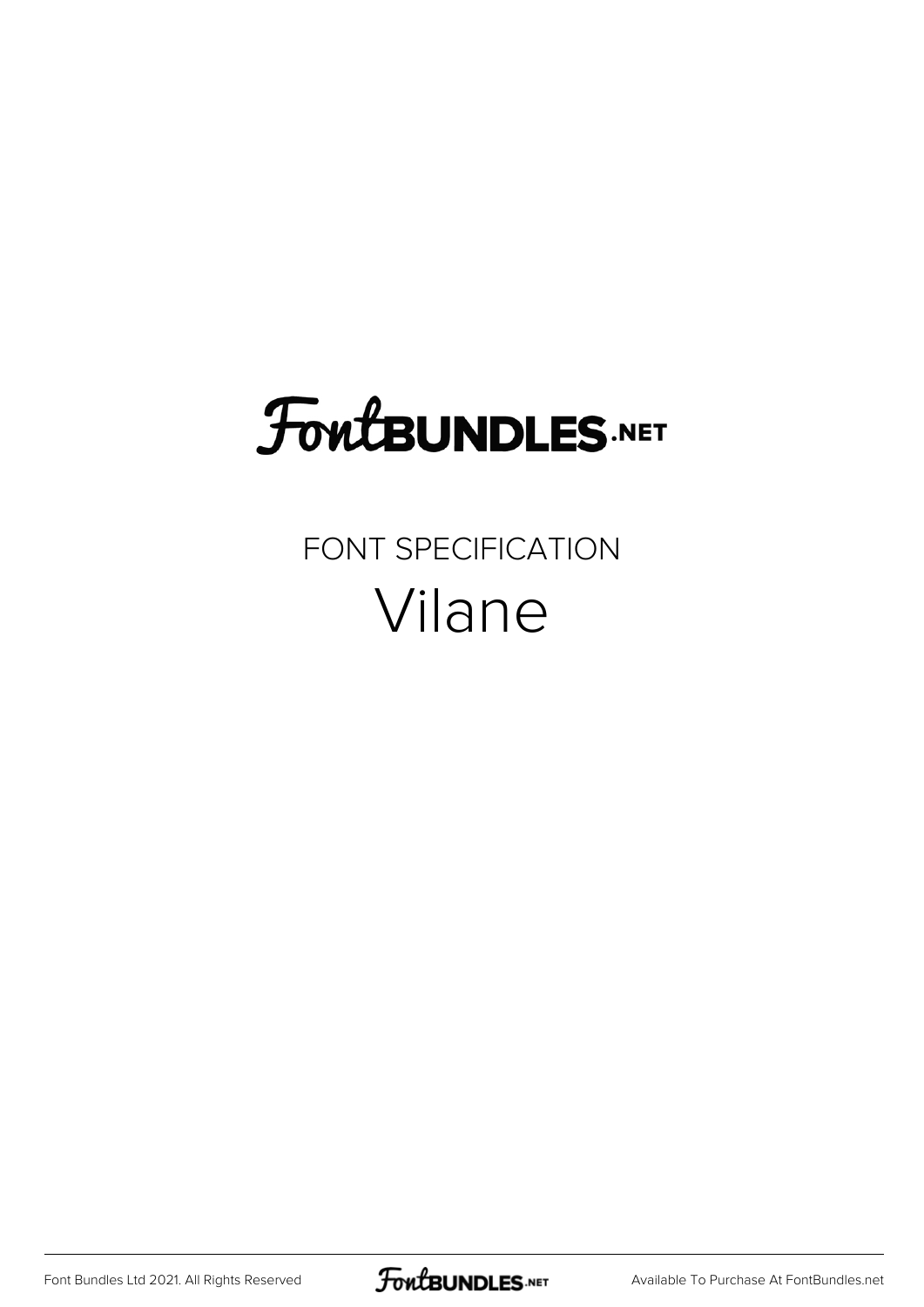FontBUNDLES.NET

FONT SPECIFICATION

# Vilane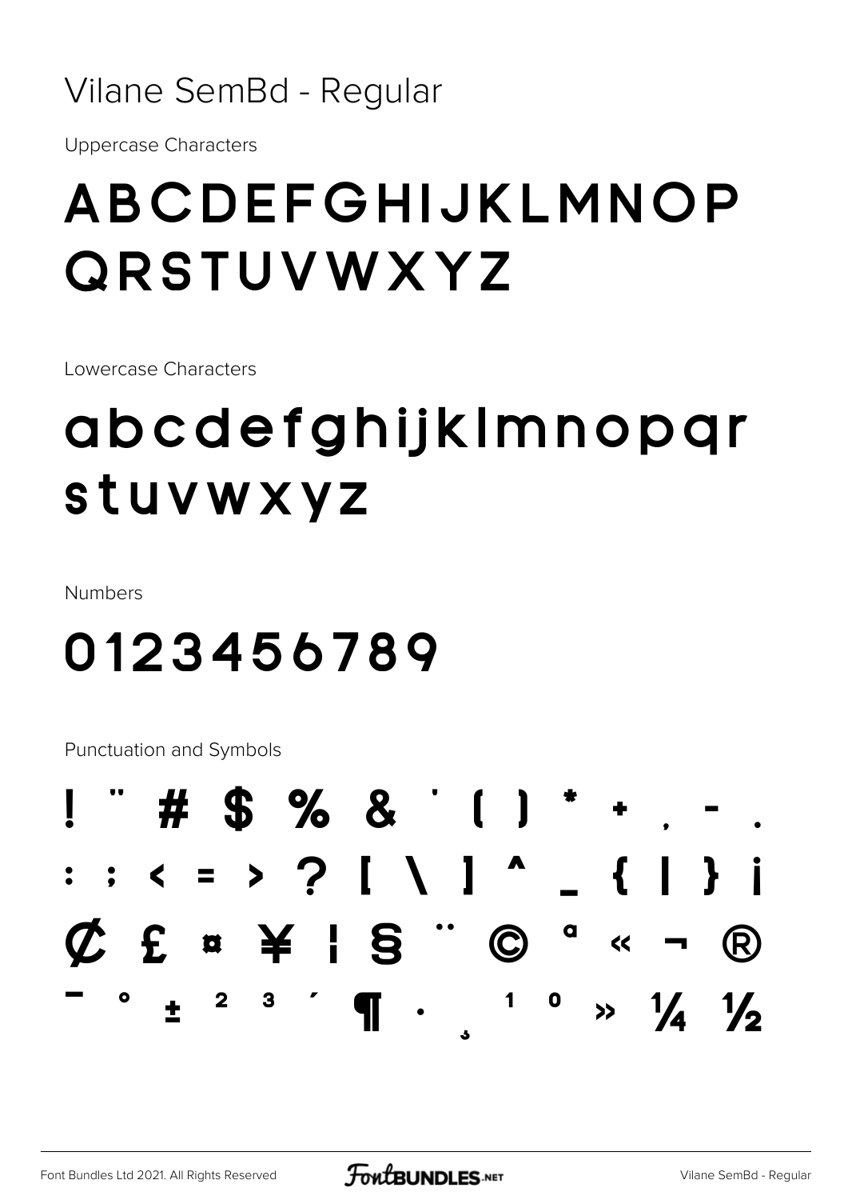Vilane SemBd - Regular

Uppercase Characters

# ABCDEFGHIJKLMNOP QRSTUVWXYZ

Lowercase Characters

# abcdefghijklmnopqr stuvwxyz

Numbers

# 0123456789

Punctuation and Symbols

! " # $ % & ' ( ) * + , - .
: ; < = > ? [ \ ] ^ _ { | } ¡
¢ £ ¤ ¥ ¦ § ¨ © ª « ¬ ®
¯ ° ± ² ³ ´ ¶ · ¸ ¹ º » ¼ ½

Font Bundles Ltd 2021. All Rights Reserved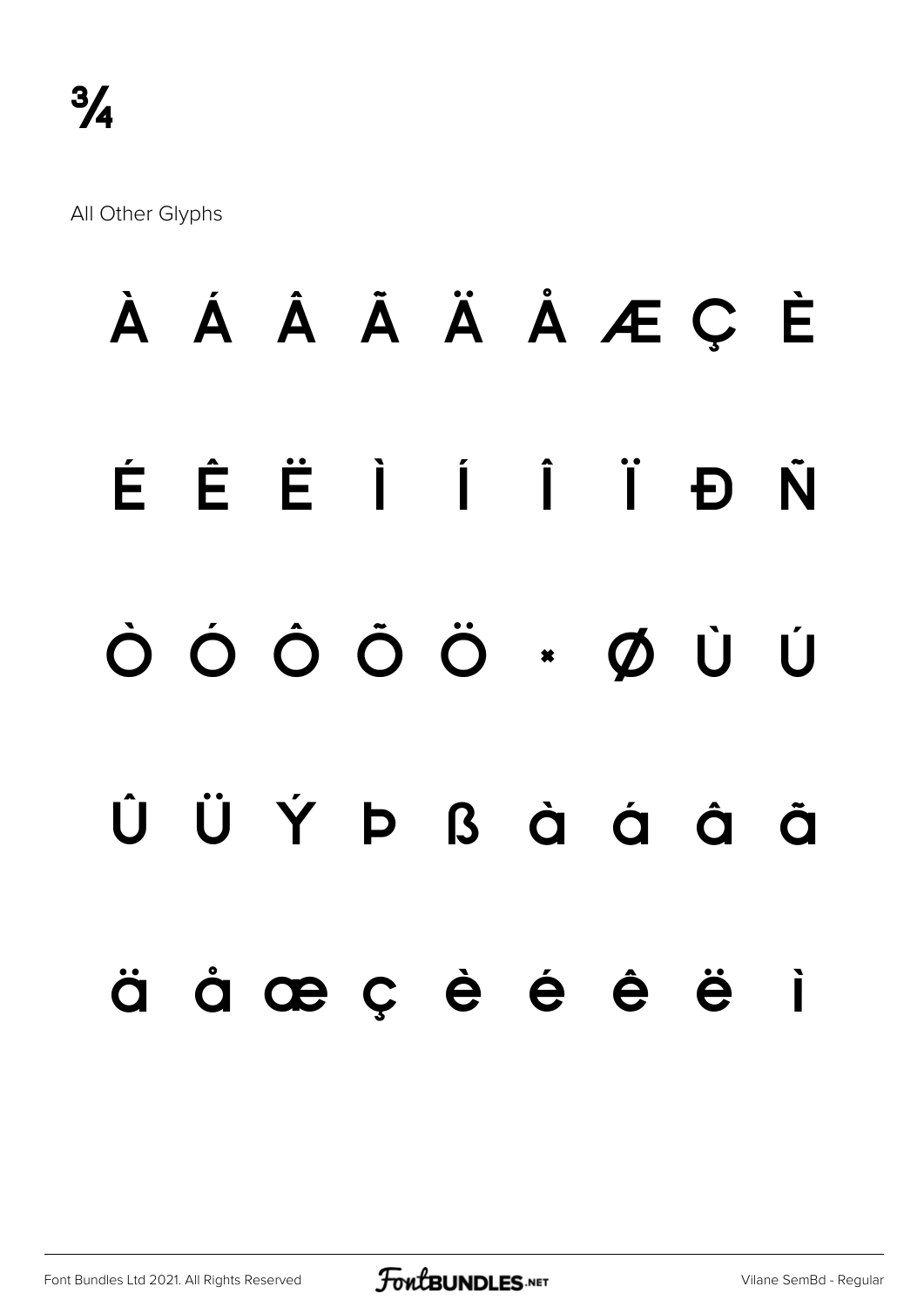¾

All Other Glyphs

À Á Â Ã Ä Å Æ Ç È

É Ê Ë Ì Í Î Ï Ð Ñ

Ò Ó Ô Õ Ö × Ø Ù Ú

Û Ü Ý Þ ß à á â ã

ä å æ ç è é ê ë ì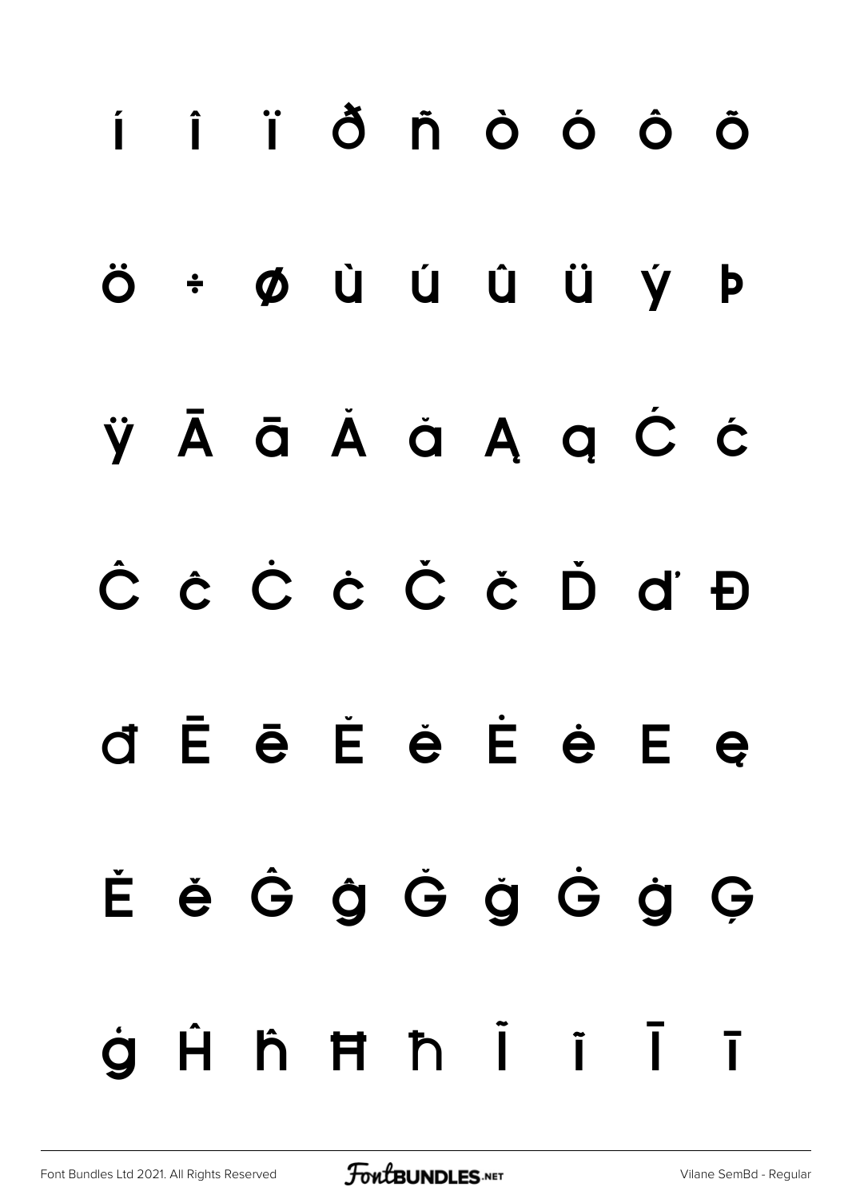í î ï ð ñ ò ó ô õ

ö ÷ ø ù ú û ü ý þ

ÿ Ā ā Ă ă Ą ą Ć ć

Ĉ ĉ Ċ ċ Č č Ď ď Đ

đ Ē ē Ĕ ĕ Ė ė Ę ę

Ě ě Ĝ ĝ Ğ ğ Ġ ġ Ģ

ģ Ĥ ĥ Ħ ħ Ĩ ĩ Ī ī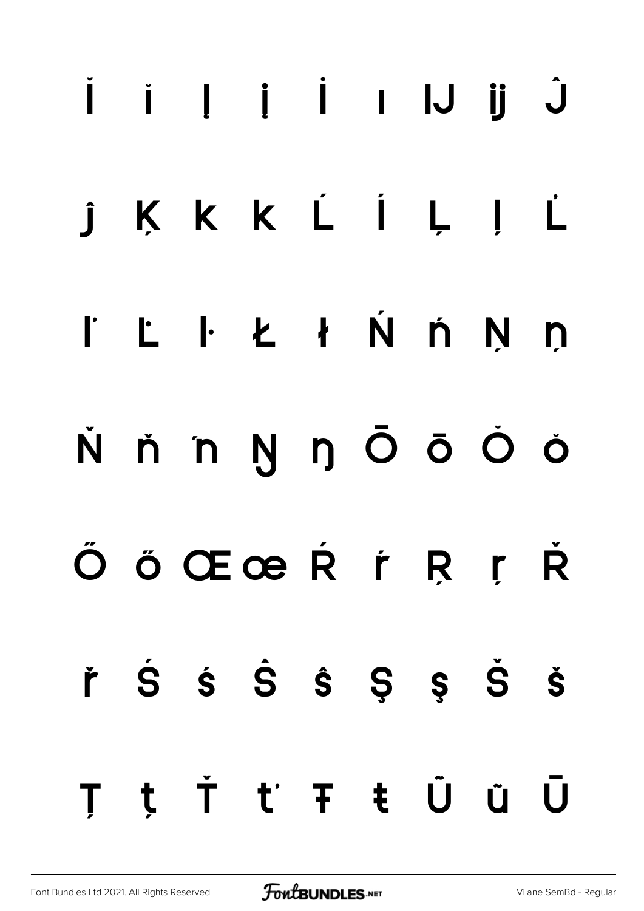Ĭ ĭ Į į İ ı Ĳ ĳ Ĵ

ĵ Ķ ķ ĸ Ĺ ĺ Ļ ļ Ľ

ľ Ŀ ŀ Ł ł Ń ń Ņ ņ

Ň ň ŉ Ŋ ŋ Ō ō Ŏ ŏ

Ő ő Œ œ Ŕ ŕ Ŗ ŗ Ř

ř Ś ś Ŝ ŝ Ş ş Š š

Ţ ţ Ť ť Ŧ ŧ Ũ ũ Ū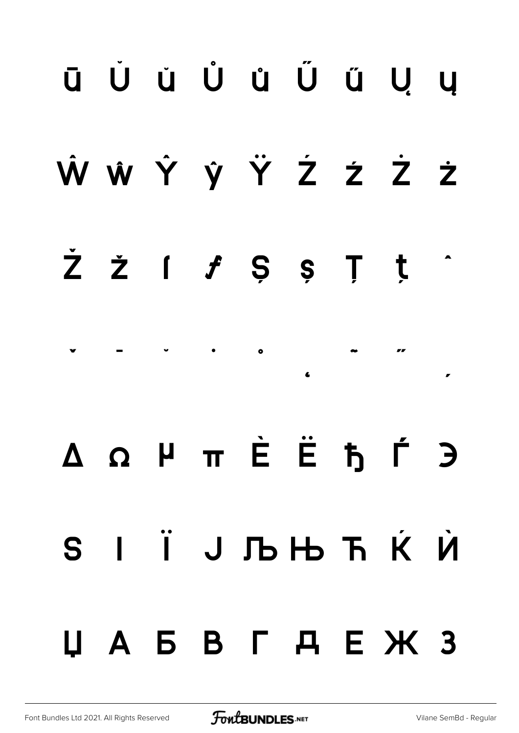ū Ŭ ŭ Ů ů Ű ű Ų ų

Ŵ ŵ Ŷ ŷ Ÿ Ź ź Ż ż

Ž ž ſ ƒ Ș ș Ț ț ˆ

ˇ ˉ ˘ ˙ ˚ ˛ ˜ ˝ ,

Δ Ω µ π Ѐ Ё ђ Ѓ Є

Ѕ І Ї Ј Љ Њ Ћ Ќ Ѝ

Џ А Б В Г Д Е Ж З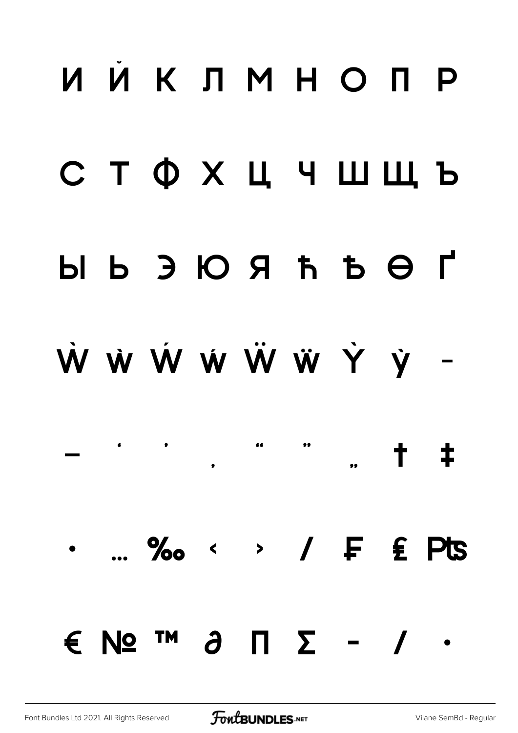И Й К Л М Н О П Р

С Т Ф Х Ц Ч Ш Щ Ъ

Ы Ь Э Ю Я ћ Ђ Ѳ Ґ

Ẁ ẁ Ẃ ẃ Ẅ ẅ Ỳ ỳ ‒

– ‘ ’ ‚ “ ” „ † ‡

• … ‰ ‹ › ⁄ ₣ ₤ ₧

€ № ™ ∂ ∏ ∑ − ∕ ∙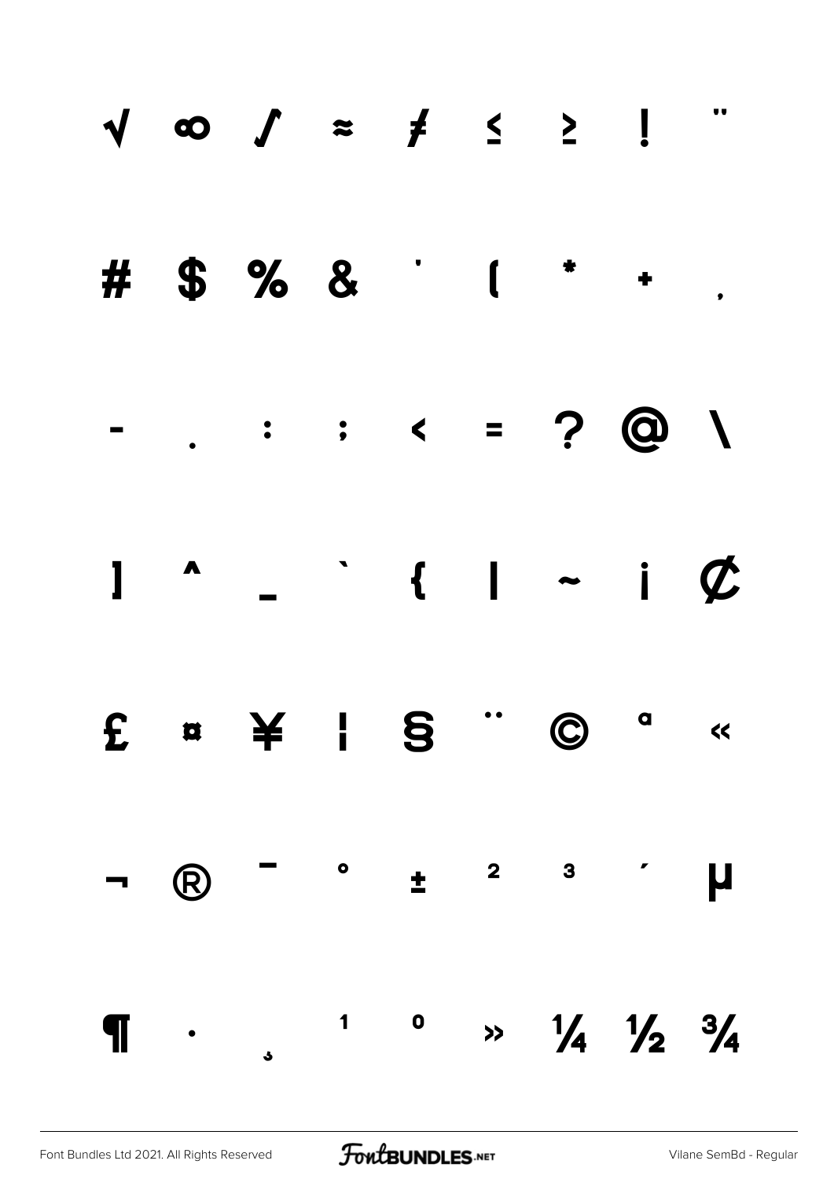√ ∞ ∫ ≈ ≠ ≤ ≥ ! "

# $ % & ' ( * + ,

- . : ; < = ? @ \

] ^ _ ` { | ~ ¡ ¢

£ ¤ ¥ ¦ § ¨ © ª «

¬ ® ¯ ° ± ² ³ ´ µ

¶ · ¸ ¹ º » ¼ ½ ¾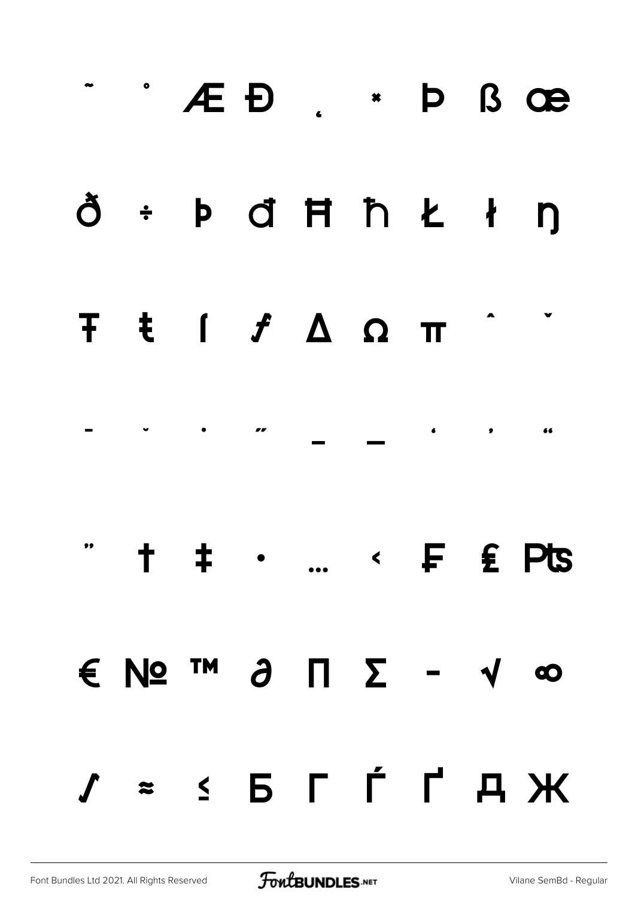˜ ˚ Æ Đ ˛ × Þ ß œ

ð ÷ þ đ Ħ ħ Ł ł ŋ

Ŧ ŧ ſ ƒ Δ Ω π ˆ ˇ

¯ ˘ ˙ ˝ – — ‘ ’ “

” † ‡ • … ‹ ₣ ₤ ₧

€ № ™ ∂ ∏ ∑ − √ ∞

∫ ≈ ≤ Б Г Ѓ Ґ Д Ж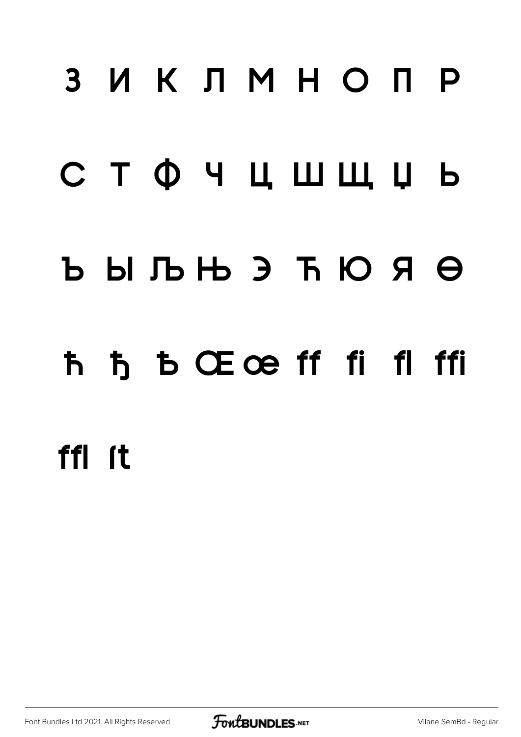З И К Л М Н О П Р

С Т Ф Ч Ц Ш Щ Џ Ь

Ъ Ы Љ Њ Э Ћ Ю Я Ѳ

ћ ђ ъ Œ œ ff fi fl ffi

ffl ſt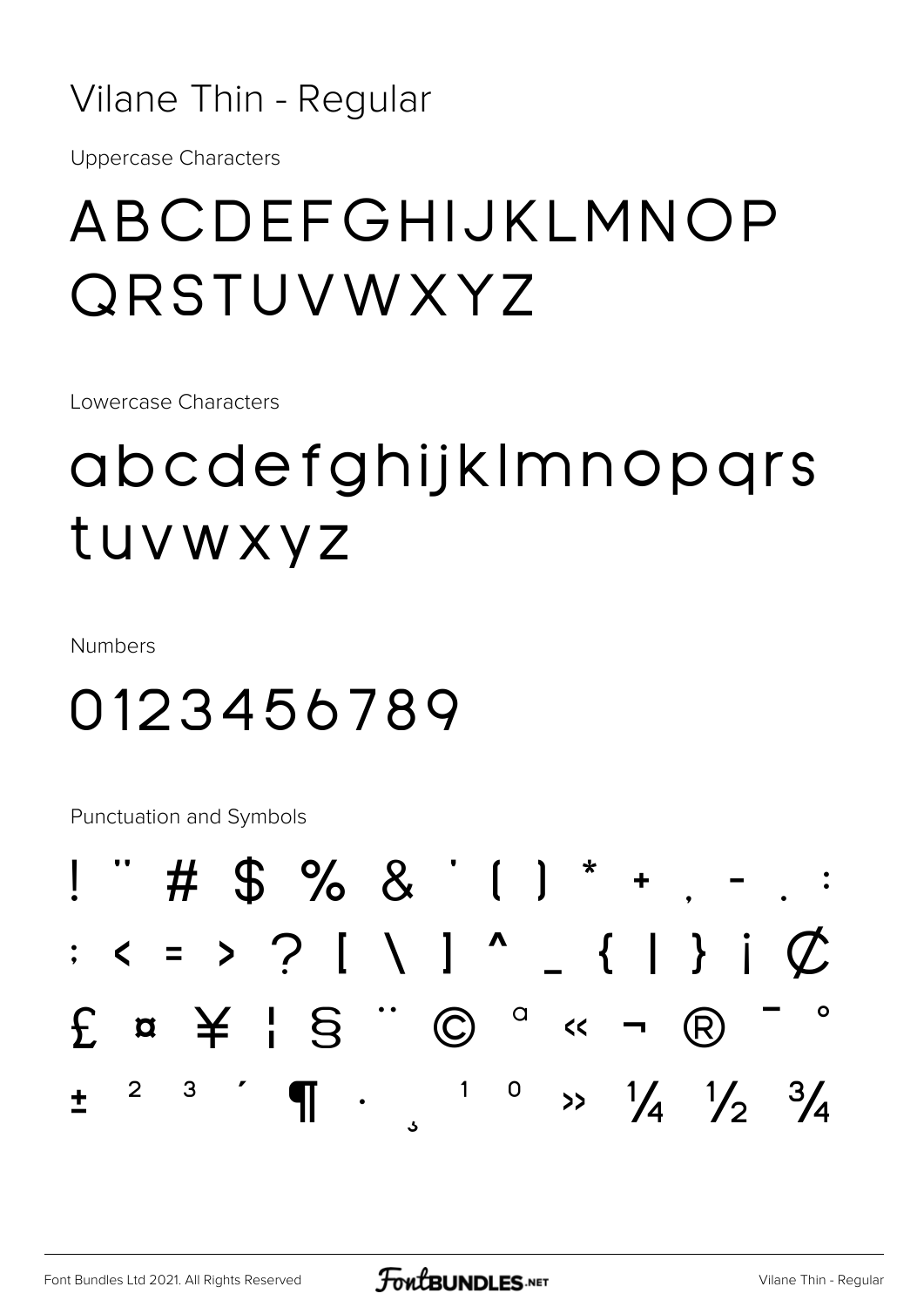# Vilane Thin - Regular

Uppercase Characters

ABCDEFGHIJKLMNOP
QRSTUVWXYZ

Lowercase Characters

abcdefghijklmnopqrs
tuvwxyz

Numbers

0123456789

Punctuation and Symbols

! " # $ % & ' ( ) * + , - . :
; < = > ? [ \ ] ^ _ { | } ¡ ¢
£ ¤ ¥ ¦ § ¨ © ª « ¬ ® ¯ °
± ² ³ ´ ¶ · ¸ ¹ º » ¼ ½ ¾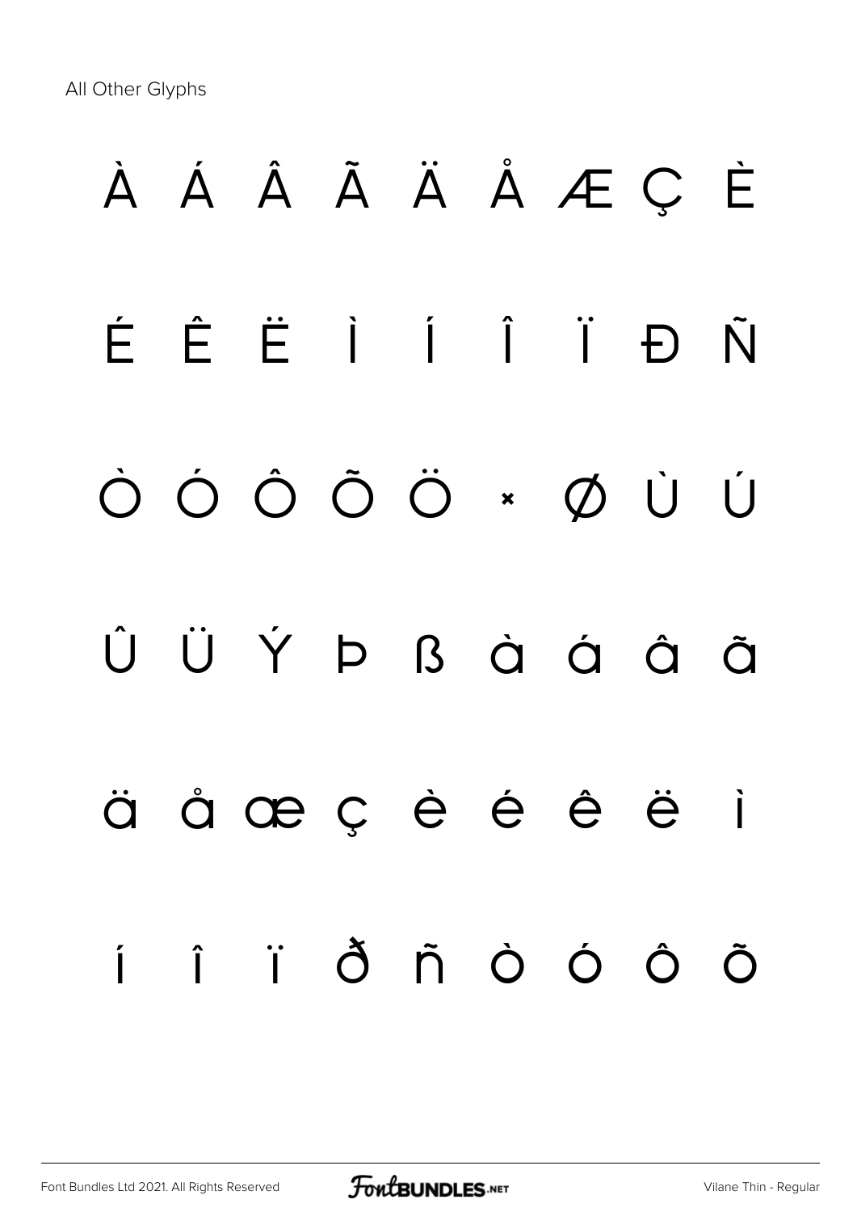All Other Glyphs

À Á Â Ã Ä Å Æ Ç È

É Ê Ë Ì Í Î Ï Đ Ñ

Ò Ó Ô Õ Ö × Ø Ù Ú

Û Ü Ý Þ ß à á â ã

ä å œ ç è é ê ë ì

í î ï ð ñ ò ó ô õ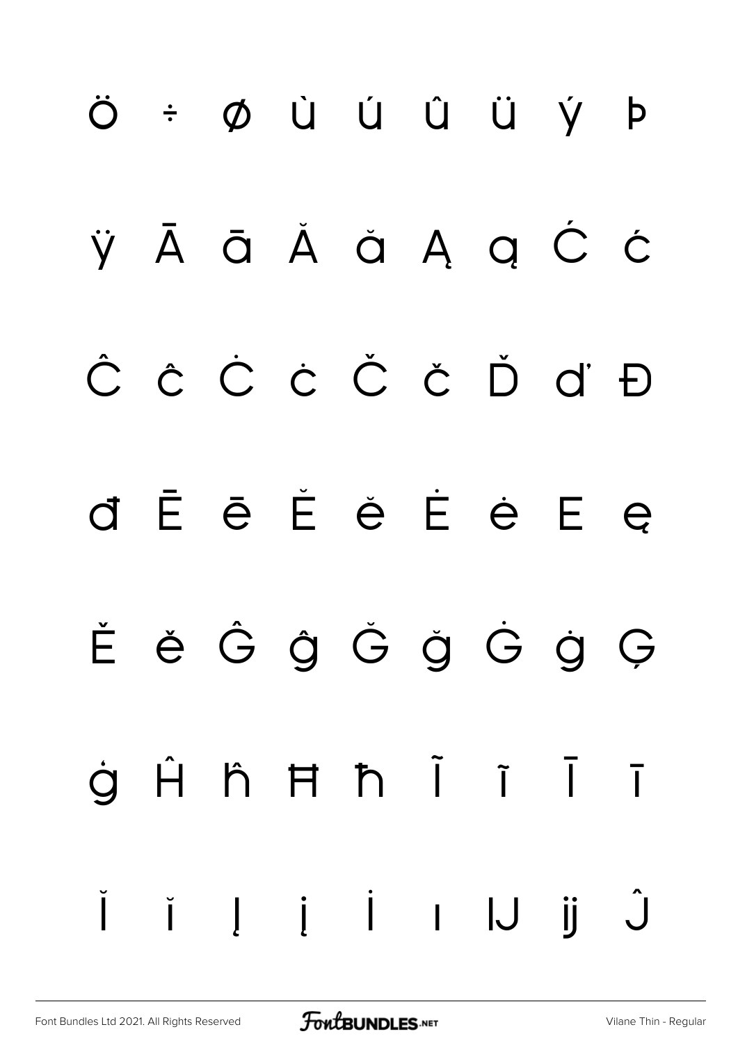Ö ÷ ø ù ú û ü ý þ

ÿ Ā ā Ă ă Ą ą Ć ć

Ĉ ĉ Ċ ċ Č č Ď ď Đ

đ Ē ē Ĕ ĕ Ė ė Ę ę

Ě ě Ĝ ĝ Ğ ğ Ġ ġ Ģ

ģ Ĥ ĥ Ħ ħ Ĩ ĩ Ī ī

Ĭ ĭ Į į İ ı Ĳ ĳ Ĵ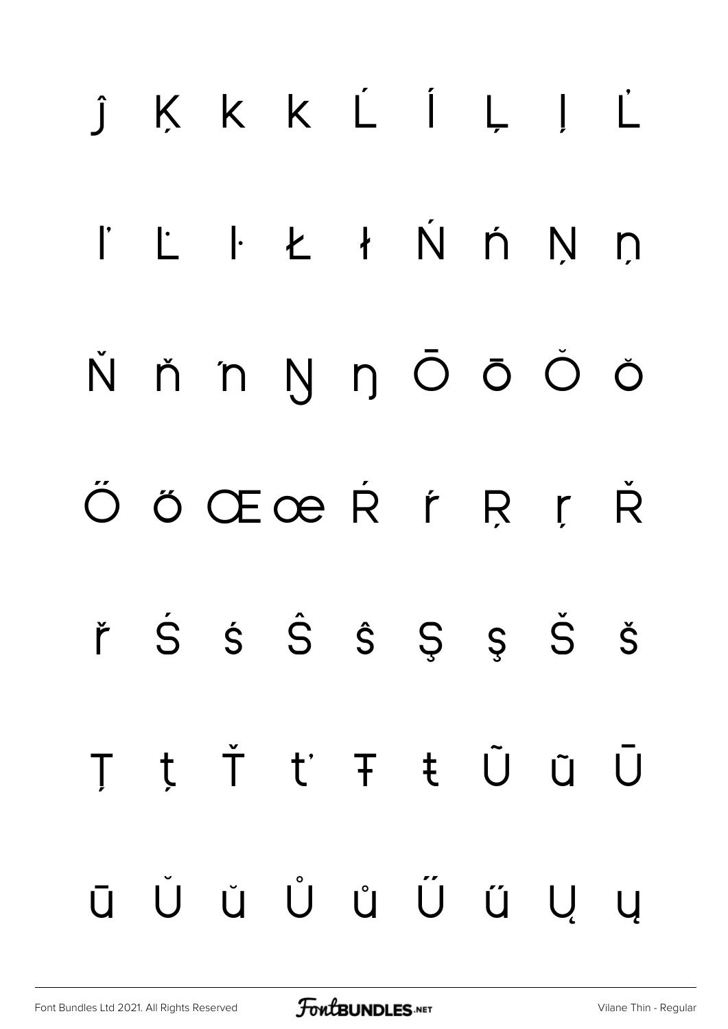ĵ Ķ ķ ĸ Ĺ ĺ Ļ ļ Ľ

ľ Ŀ ŀ Ł ł Ń ń Ņ ņ

Ň ň ŉ Ŋ ŋ Ō ō Ŏ ŏ

Ő ő Œ œ Ŕ ŕ Ŗ ŗ Ř

ř Ś ś Ŝ ŝ Ş ş Š š

Ţ ţ Ť ť Ŧ ŧ Ũ ũ Ū

ū Ŭ ŭ Ů ů Ű ű Ų ų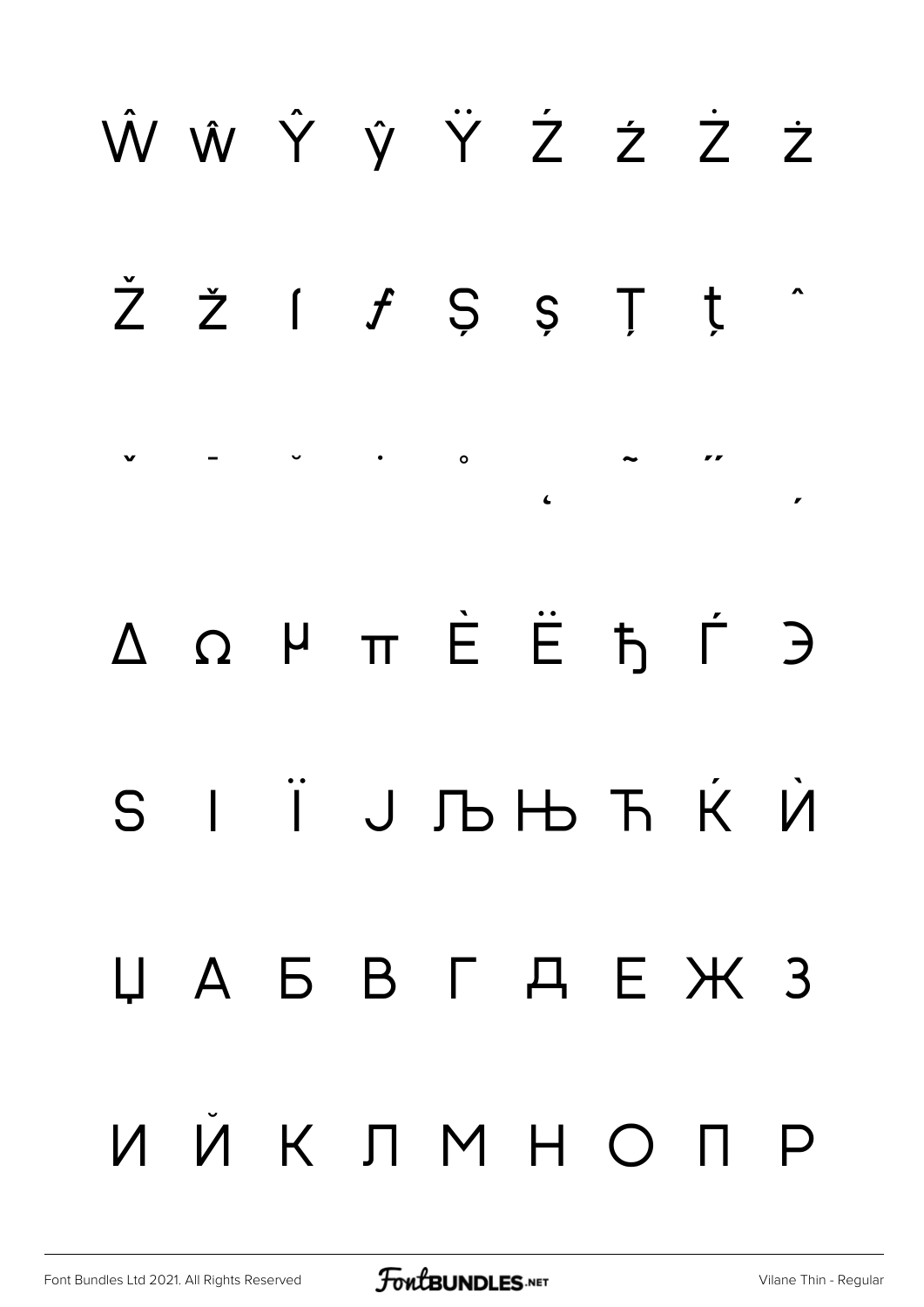Ŵ ŵ Ŷ ŷ Ÿ Ź ź Ż ż

Ž ž ſ ƒ Ș ș Ț ț ˆ

ˇ ˉ ˘ ˙ ˚ ˛ ˜ ˝ ˏ

Δ Ω µ π Ѐ Ё ђ Ѓ Є

Ѕ І Ї Ј Љ Њ Ћ Ќ Ѝ

Џ А Б В Г Д Е Ж З

И Й К Л М Н О П Р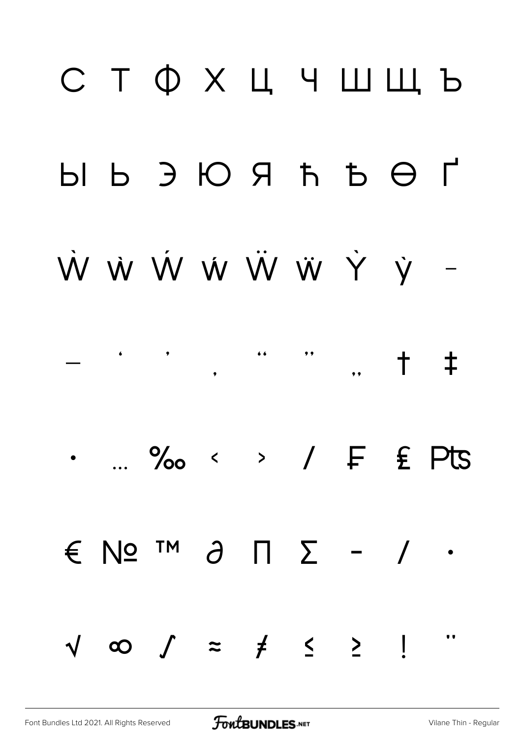С Т Ф Х Ц Ч Ш Щ Ъ

Ы Ь Э Ю Я ћ Ђ Ѳ Ґ

Ẁ ẁ Ẃ ẃ Ẅ ẅ Ỳ ỳ –

— ‘ ’ ‚ “ ” „ † ‡

• … ‰ ‹ › ⁄ ₣ ₤ ₧

€ № ™ ∂ ∏ ∑ − ∕ ∙

√ ∞ ∫ ≈ ≠ ≤ ≥ ꜝ ̎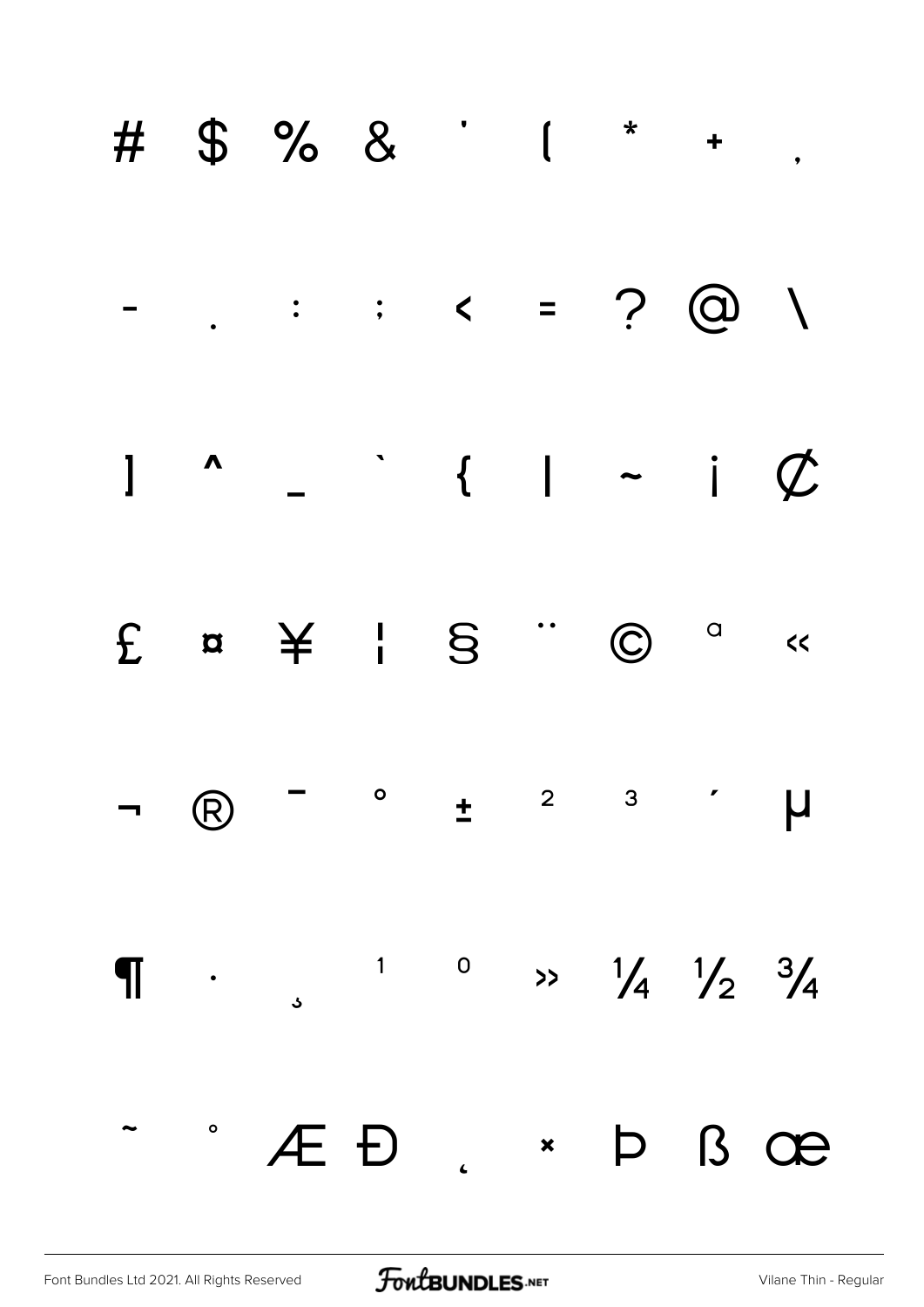# $ % & ' ( * + ,

- . : ; < = ? @ \

] ^ _ ` { | ~ ¡ ¢

£ ¤ ¥ ¦ § ¨ © ª «

¬ ® ¯ ° ± ² ³ ´ µ

¶ · ¸ ¹ º » ¼ ½ ¾

˜ ˚ Æ Đ ˛ × Þ ß œ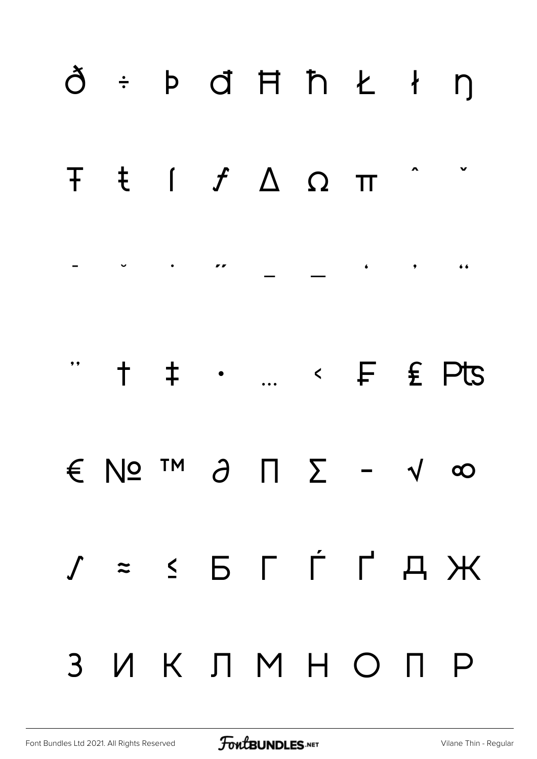ð ÷ þ đ Ħ ħ Ł ł ŋ

Ŧ ŧ ſ ƒ Δ Ω π ˆ ˇ

- ˘ ˙ ˝ _ — ' ' "

" † ‡ • … ‹ ₣ ₤ ₧

€ № ™ ∂ ∏ ∑ − √ ∞

∫ ≈ ≤ Б Г Ѓ Ґ Д Ж

З И К Л М Н О П Р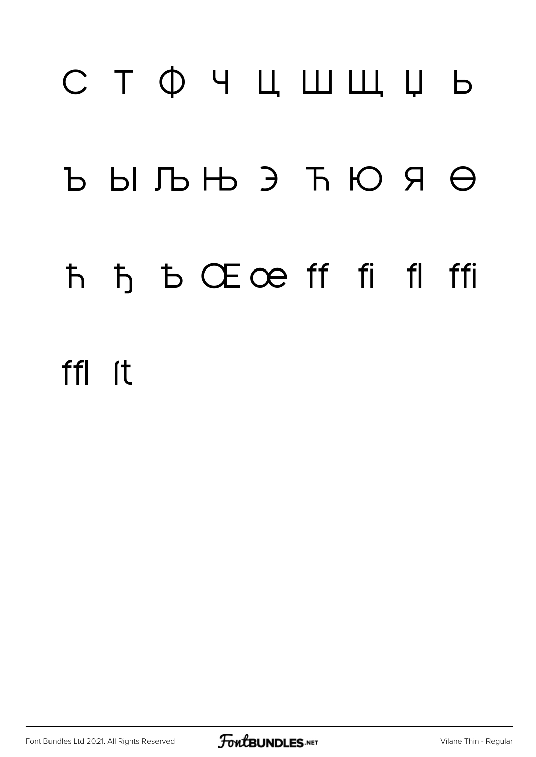С Т Ф Ч Ц Ш Щ Џ Ь

Ъ Ы Љ Њ Э Ћ Ю Я Ѳ

ħ ђ ѣ Œ œ ﬀ ﬁ ﬂ ﬃ

ﬄ ﬅ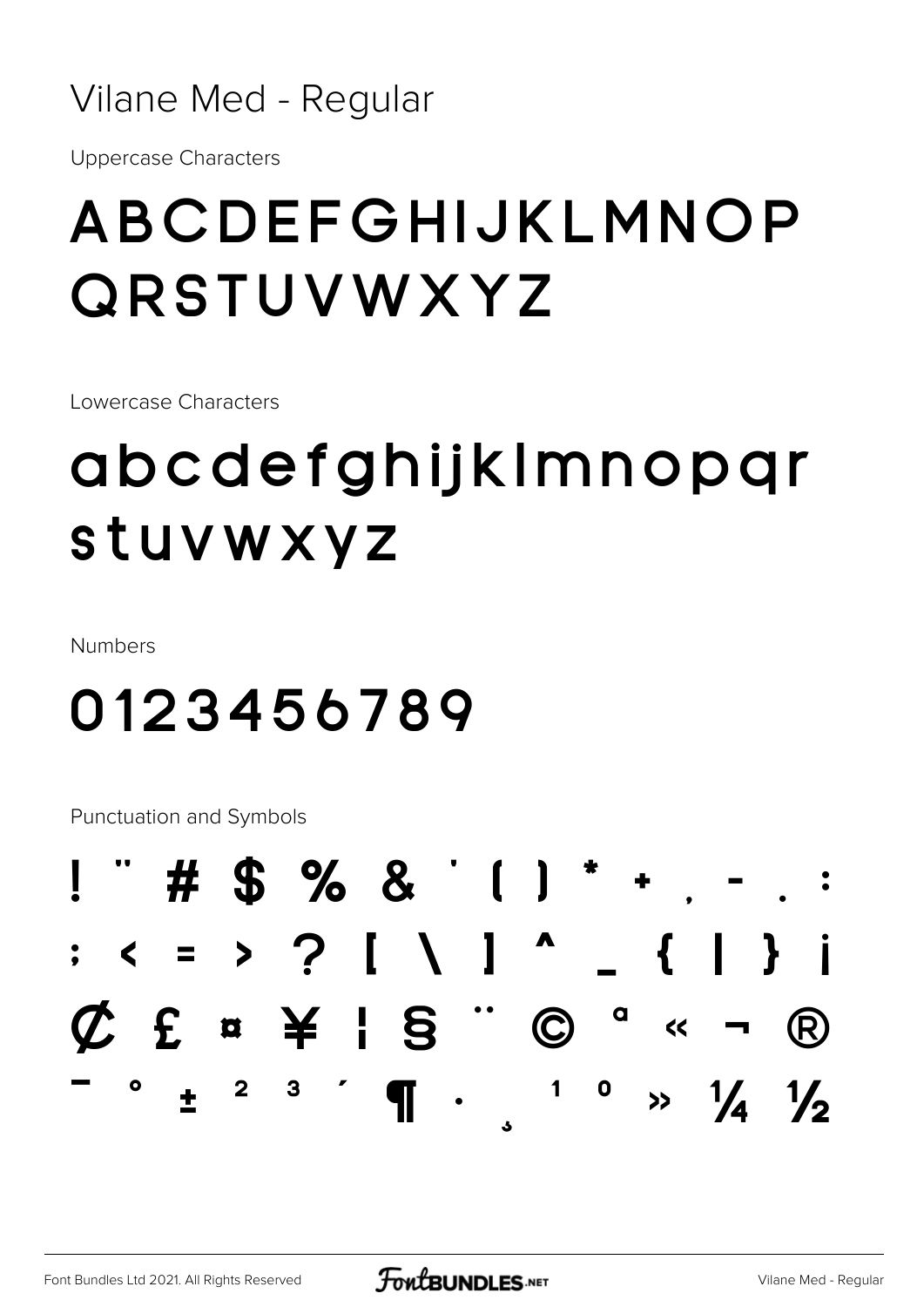# Vilane Med - Regular

Uppercase Characters

## ABCDEFGHIJKLMNOP QRSTUVWXYZ

Lowercase Characters

## abcdefghijklmnopqr stuvwxyz

Numbers

## 0123456789

Punctuation and Symbols

## ! " # $ % & ' ( ) * + , - . : ; < = > ? [ \ ] ^ _ { | } ¡ ¢ £ ¤ ¥ ¦ § ¨ © ª « ¬ ® ¯ ° ± ² ³ ´ ¶ · ¸ ¹ º » ¼ ½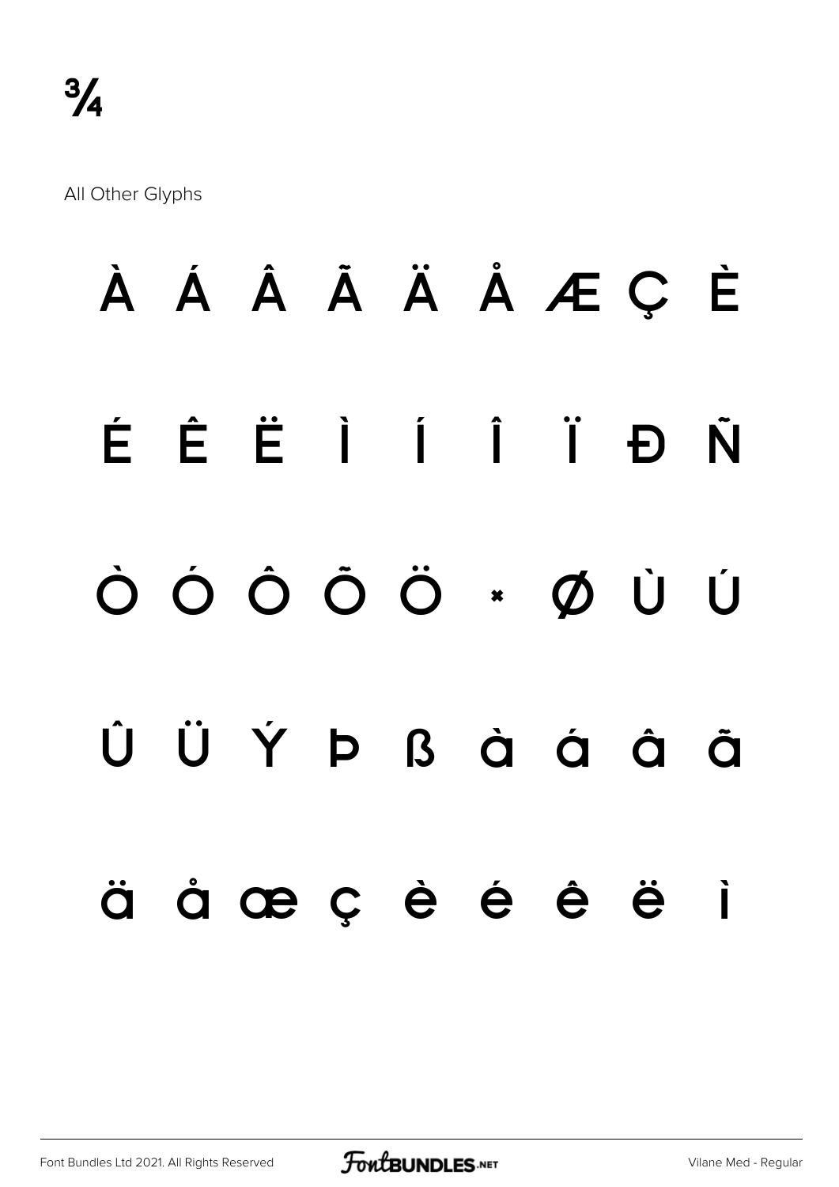¾

All Other Glyphs

À Á Â Ã Ä Å Æ Ç È

É Ê Ë Ì Í Î Ï Đ Ñ

Ò Ó Ô Õ Ö × Ø Ù Ú

Û Ü Ý Þ ß à á â ã

ä å æ ç è é ê ë ì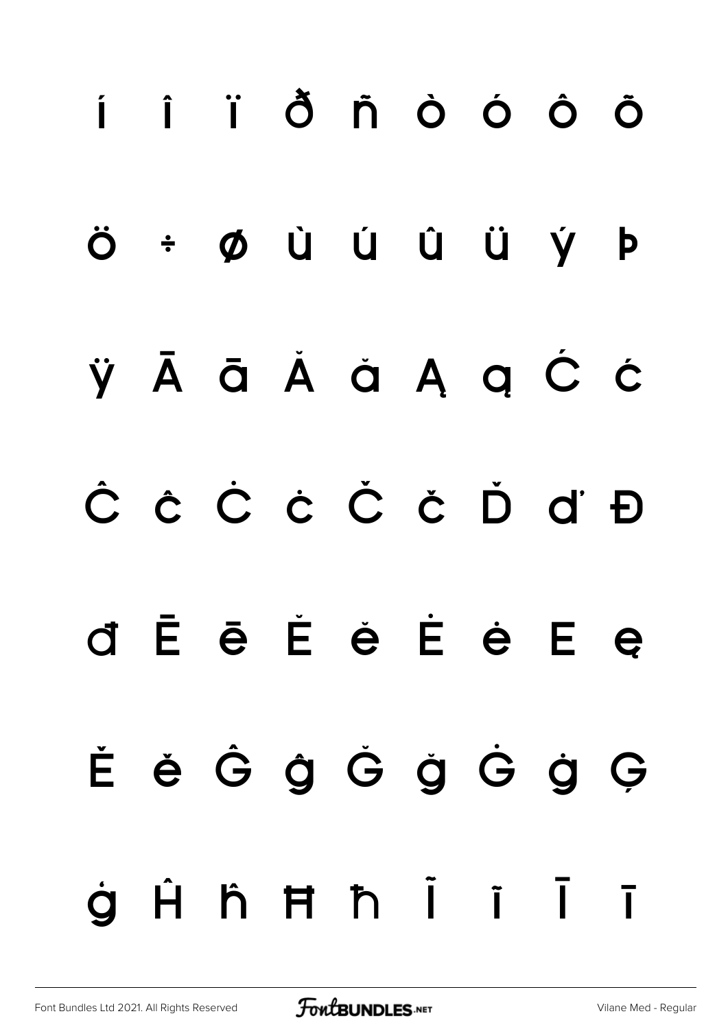í î ï ð ñ ò ó ô õ

ö ÷ ø ù ú û ü ý þ

ÿ Ā ā Ă ă Ą ą Ć ć

Ĉ ĉ Ċ ċ Č č Ď ď Đ

đ Ē ē Ĕ ĕ Ė ė Ę ę

Ě ě Ĝ ĝ Ğ ğ Ġ ġ Ģ

ģ Ĥ ĥ Ħ ħ Ĩ ĩ Ī ī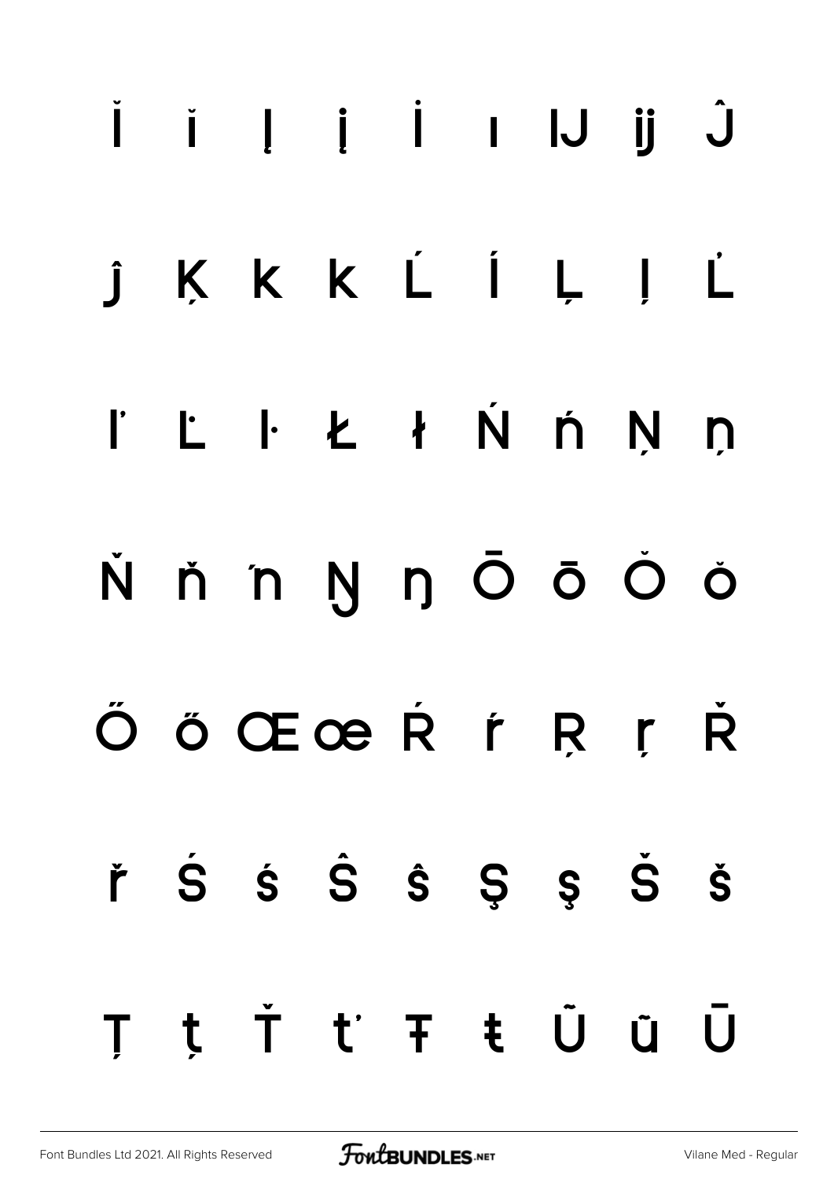Ĭ ĭ Į į İ ı Ĳ ĳ Ĵ

ĵ Ķ ķ ĸ Ĺ ĺ Ļ ļ Ľ

ľ Ŀ ŀ Ł ł Ń ń Ņ ņ

Ň ň ŉ Ŋ ŋ Ō ō Ŏ ŏ

Ő ő Œ œ Ŕ ŕ Ŗ ŗ Ř

ř Ś ś Ŝ ŝ Ş ş Š š

Ţ ţ Ť ť Ŧ ŧ Ũ ũ Ū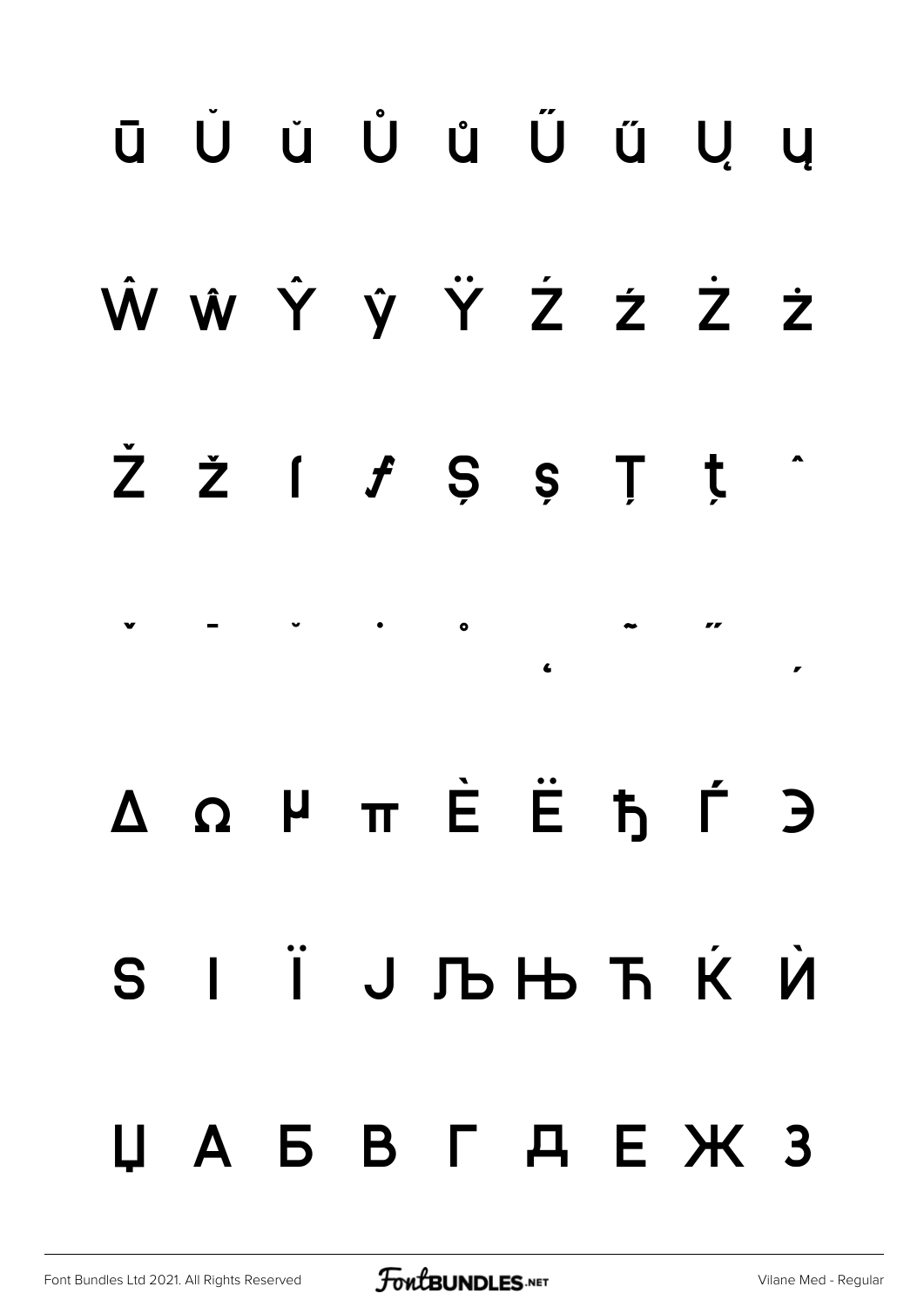ū Ŭ ŭ Ů ů Ű ű Ų ų

Ŵ ŵ Ŷ ŷ Ÿ Ź ź Ż ż

Ž ž ſ ƒ Ș ș Ț ț ˆ

ˇ ˉ ˘ ˙ ˚ ˛ ˜ ˝ ,

Δ Ω µ π Ѐ Ё ђ Ѓ Є

Ѕ І Ї Ј Љ Њ Ћ Ќ Ѝ

Џ А Б В Г Д Е Ж З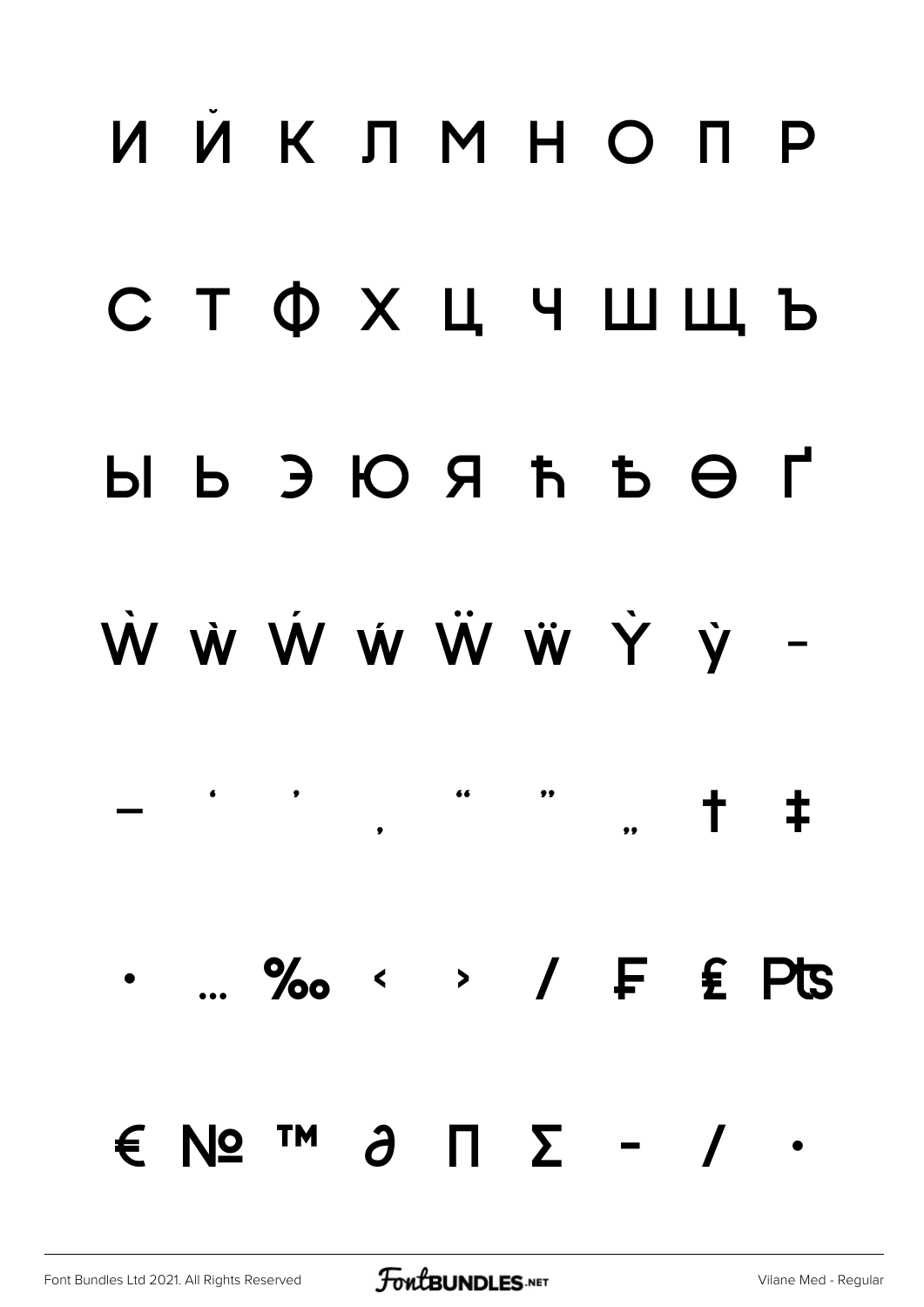И Й К Л М Н О П Р

С Т Ф Х Ц Ч Ш Щ Ъ

Ы Ь Э Ю Я ћ Ђ Ѳ Ґ

Ẁ ẁ Ẃ ẃ Ẅ ẅ Ỳ ỳ ‒

– ‘ ’ ‚ “ ” „ † ‡

• … ‰ ‹ › ⁄ ₣ ₤ ₧

€ № ™ ∂ ∏ ∑ − ∕ ∙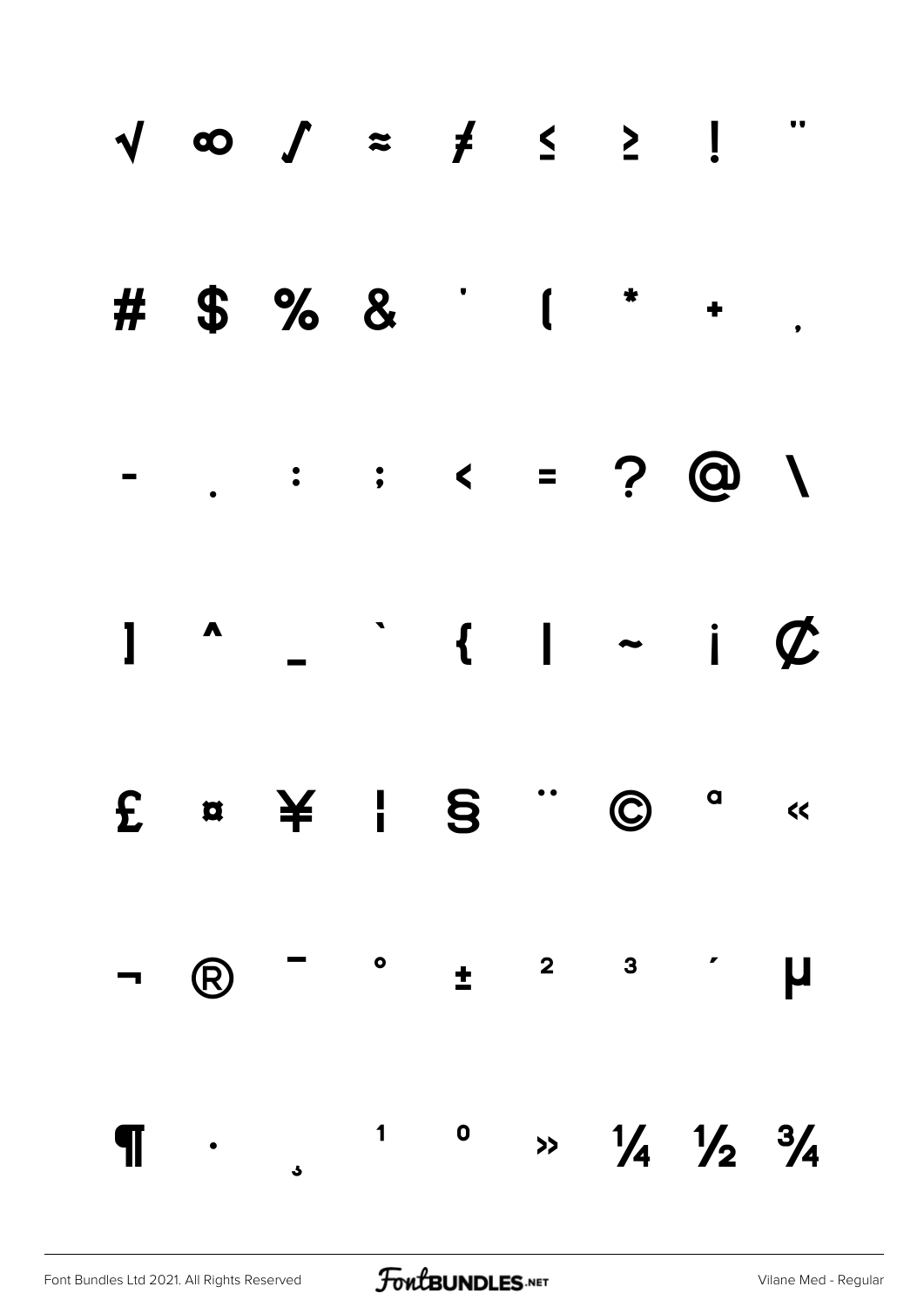√ ∞ / ≈ ≠ ≤ ≥ ! "

# $ % & ' ( * + ,

- . : ; < = ? @ \

] ^ _ ` { | ~ ¡ ¢

£ ¤ ¥ ¦ § ¨ © ª «

¬ ® ¯ ° ± ² ³ ´ µ

¶ · ¸ ¹ º » ¼ ½ ¾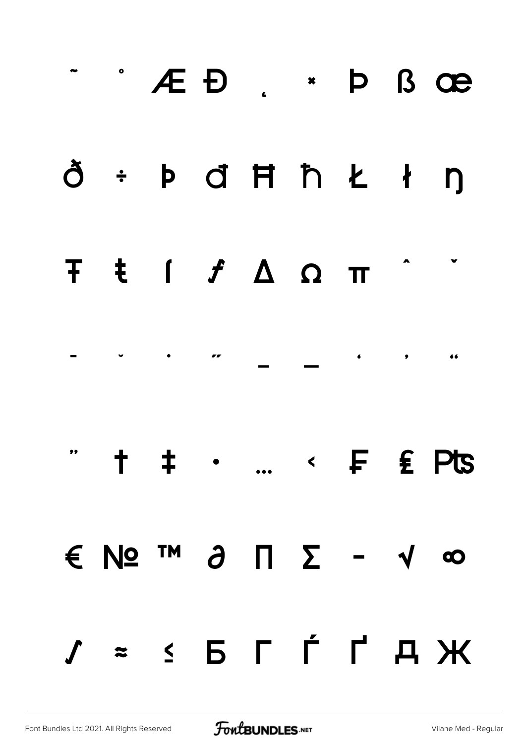˜ ˚ Æ Đ ˛ × Þ ß œ

ð ÷ þ đ Ħ ħ Ł ł ŋ

Ŧ ŧ ſ ƒ Δ Ω π ˆ ˇ

- ˘ ˙ ˝ – — ‘ ’ “

” † ‡ • … ‹ ₣ ₤ ₧

€ № ™ ∂ ∏ ∑ − √ ∞

∫ ≈ ≤ Б Г Ѓ Ґ Д Ж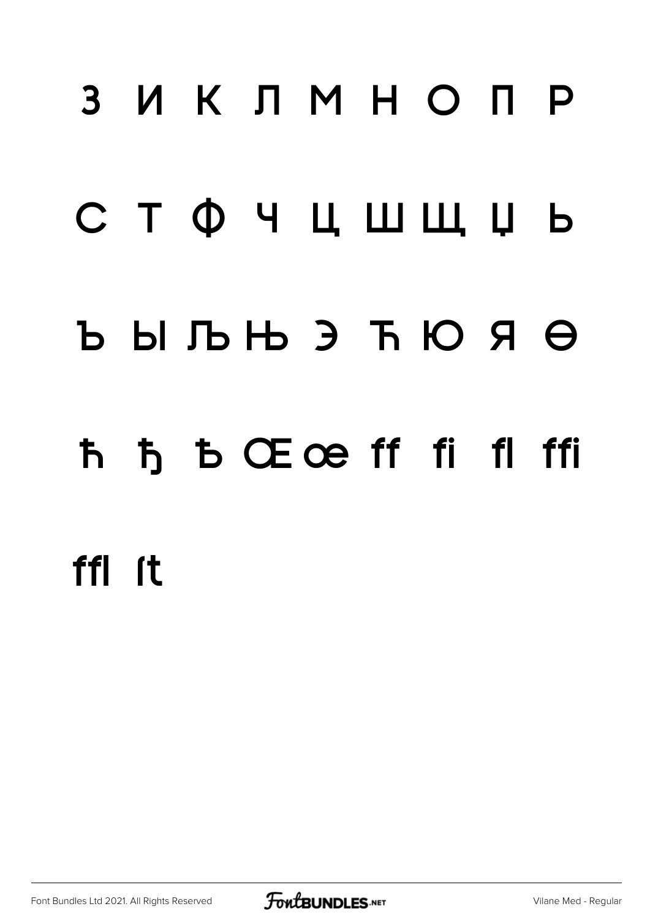З И К Л М Н О П Р

С Т Ф Ч Ц Ш Щ Џ Ь

Ъ Ы Љ Њ Э Ћ Ю Я Ѳ

ħ ђ Ѣ Œ œ ff fi fl ffi

ffl ſt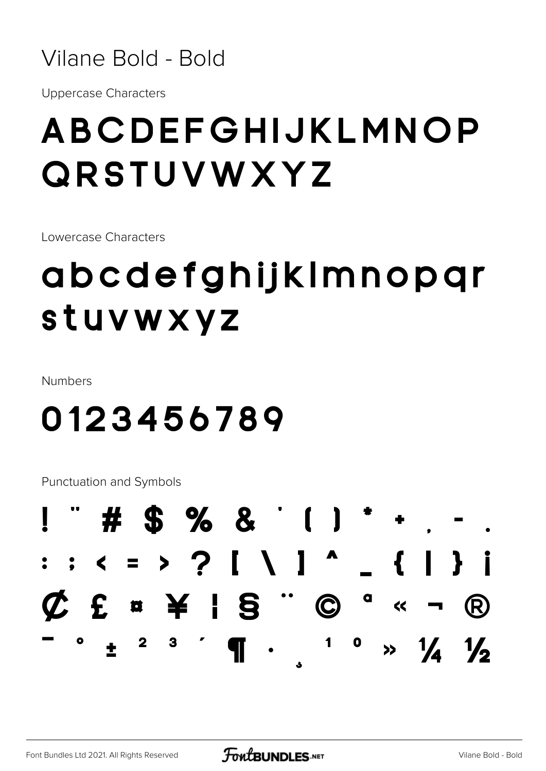Vilane Bold - Bold

Uppercase Characters

# ABCDEFGHIJKLMNOP QRSTUVWXYZ

Lowercase Characters

# abcdefghijklmnopqr stuvwxyz

Numbers

# 0123456789

Punctuation and Symbols

! " # $ % & ' ( ) * + , - .
: ; < = > ? [ \ ] ^ _ { | } ¡
¢ £ ¤ ¥ ¦ § ¨ © ª « ¬ ®
¯ ° ± ² ³ ´ ¶ · ¸ ¹ º » ¼ ½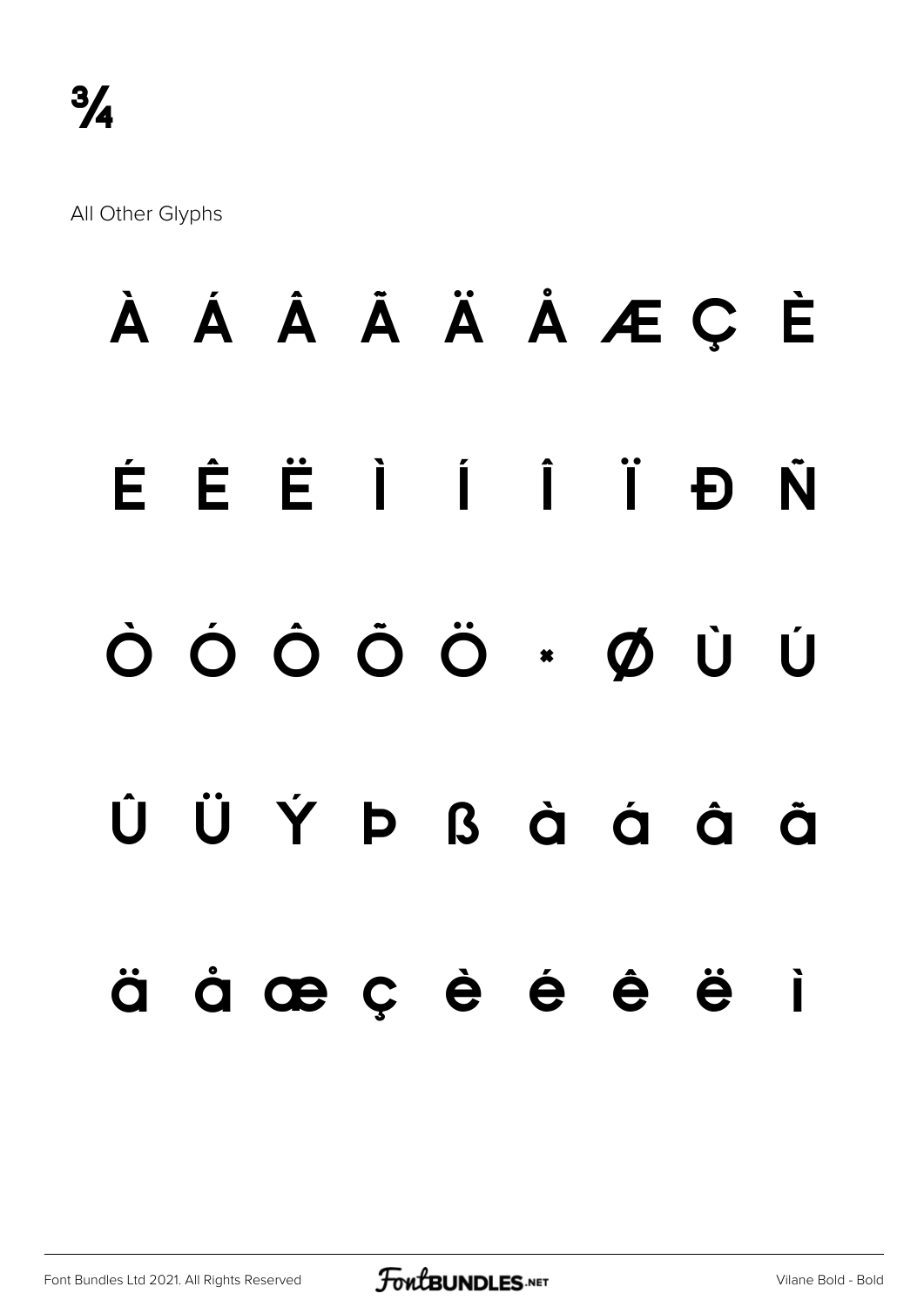¾

All Other Glyphs

À Á Â Ã Ä Å Æ Ç È

É Ê Ë Ì Í Î Ï Ð Ñ

Ò Ó Ô Õ Ö × Ø Ù Ú

Û Ü Ý Þ ß à á â ã

ä å æ ç è é ê ë ì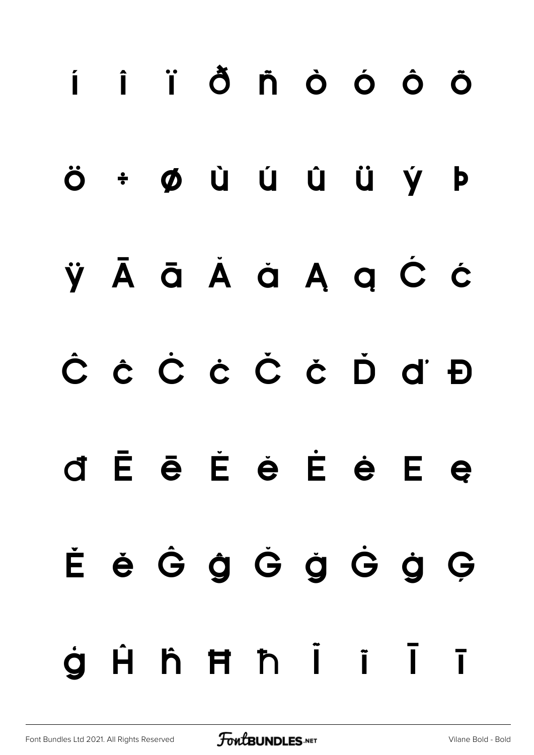í î ï ð ñ ò ó ô õ

ö ÷ ø ù ú û ü ý þ

ÿ Ā ā Ă ă Ą ą Ć ć

Ĉ ĉ Ċ ċ Č č Ď ď Đ

đ Ē ē Ĕ ĕ Ė ė Ę ę

Ě ě Ĝ ĝ Ğ ğ Ġ ġ Ģ

ģ Ĥ ĥ Ħ ħ Ĩ ĩ Ī ī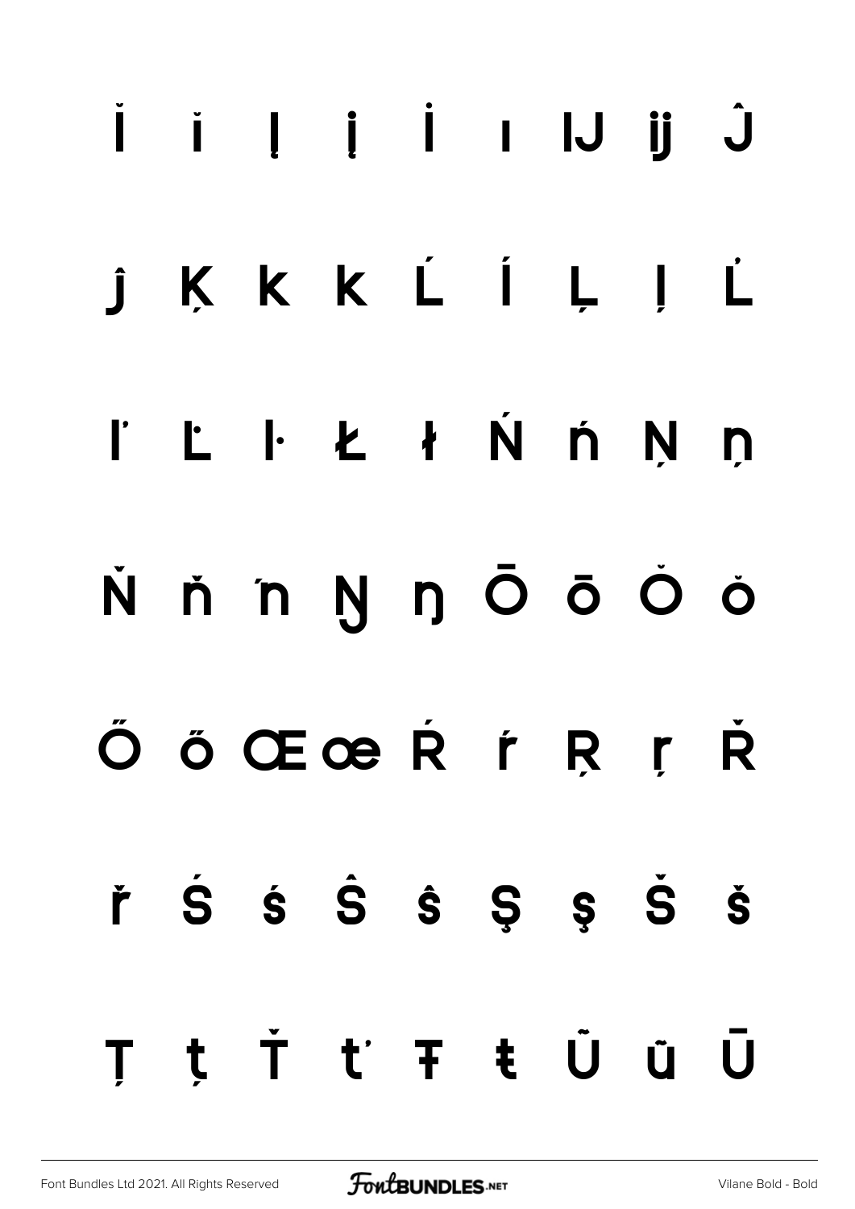Ǐ ǐ Į į İ ı Ĳ ĳ Ĵ

ĵ Ķ ķ ĸ Ĺ ĺ Ļ ļ Ľ

ľ Ŀ ŀ Ł ł Ń ń Ņ ņ

Ň ň ŉ Ŋ ŋ Ō ō Ǒ ǒ

Ő ő Œ œ Ŕ ŕ Ŗ ŗ Ř

ř Ś ś Ŝ ŝ Ş ş Š š

Ţ ţ Ť ť Ŧ ŧ Ũ ũ Ū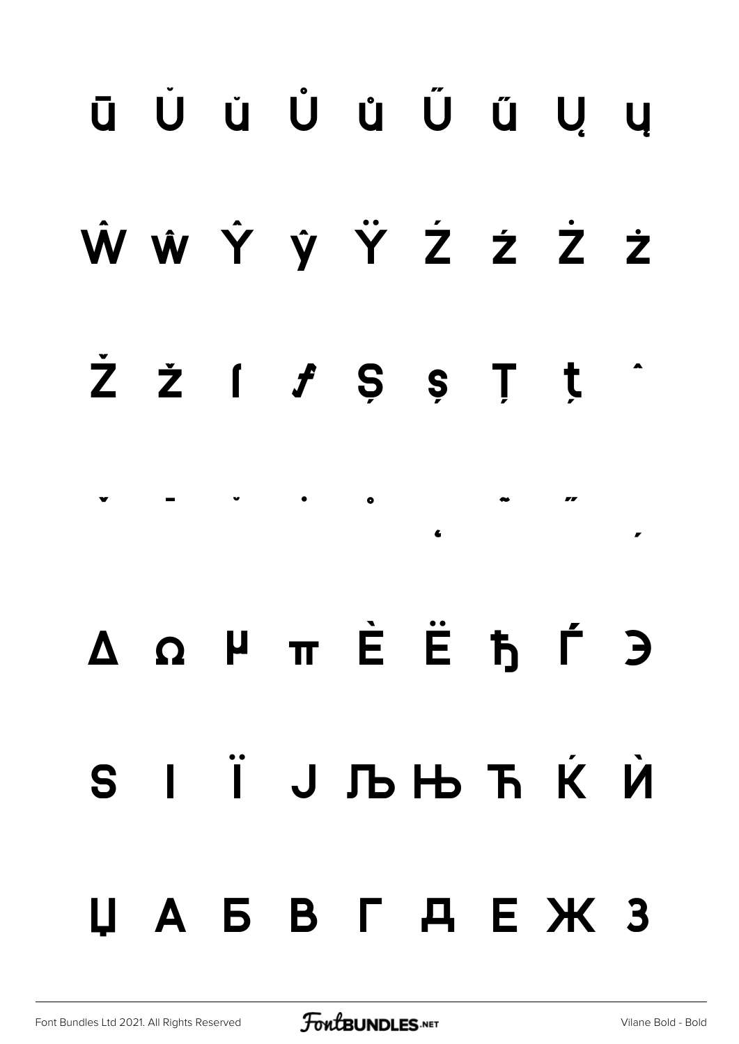ū Ŭ ŭ Ů ů Ű ű Ų ų

Ŵ ŵ Ŷ ŷ Ÿ Ź ź Ż ż

Ž ž ſ ƒ Ș ș Ț ț ˆ

ˇ ˉ ˘ ˙ ˚ ˛ ˜ ˝ ,

Δ Ω µ π È Ë ђ Ѓ Э

Ѕ І Ї Ј Љ Њ Ћ Ќ Ѝ

Џ А Б В Г Д Е Ж З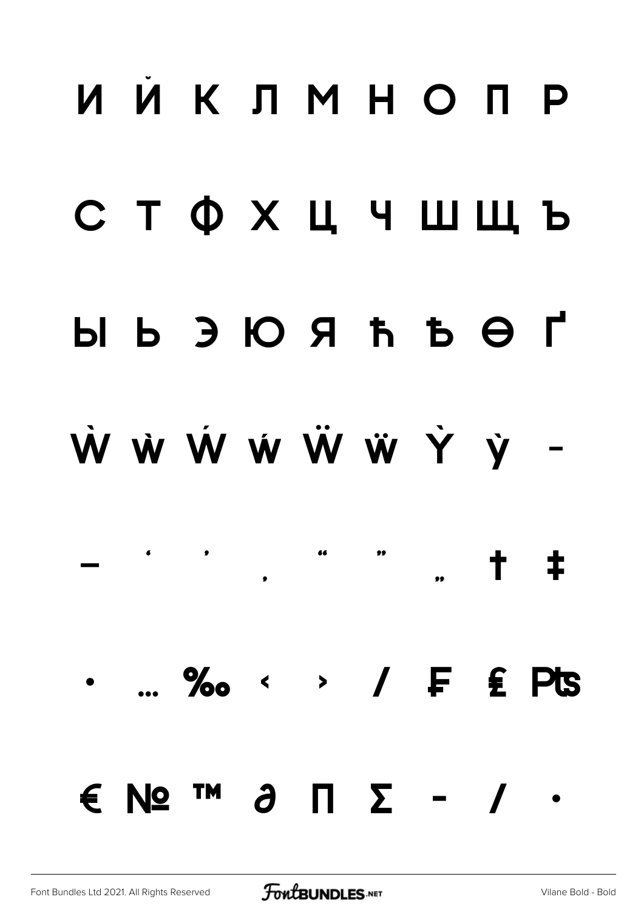И Й К Л М Н О П Р

С Т Ф Х Ц Ч Ш Щ Ъ

Ы Ь Э Ю Я ћ ђ Ѳ Ґ

Ẁ ẁ Ẃ ẃ Ẅ ẅ Ỳ ỳ ‒

– ‘ ’ ‚ “ ” „ † ‡

• … ‰ ‹ › ⁄ ₣ ₤ ₧

€ № ™ ∂ ∏ ∑ − ∕ ∙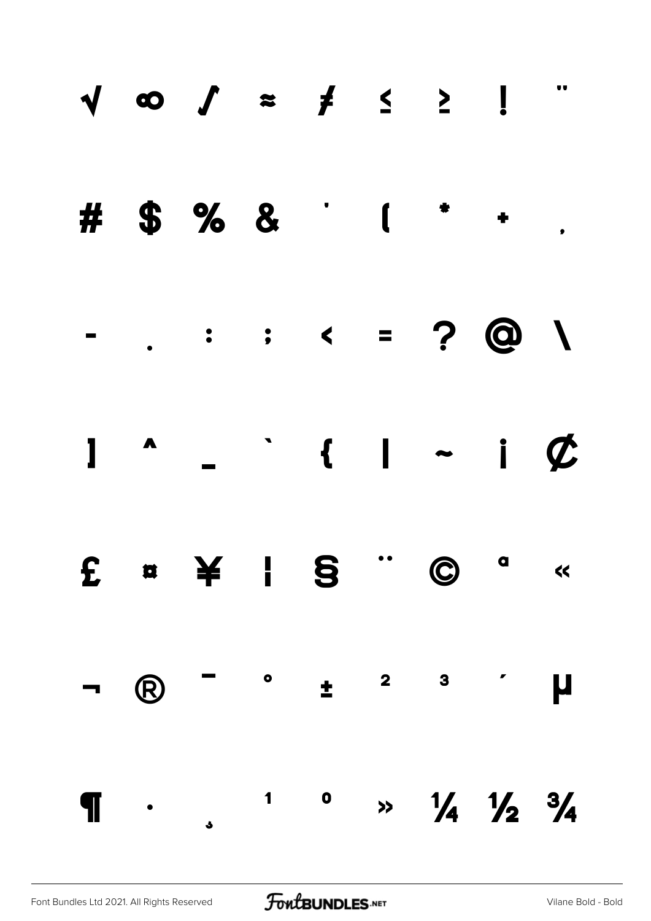√ ∞ ∫ ≈ ≠ ≤ ≥ ! "

# $ % & ' ( * + ,

- . : ; < = ? @ \

] ^ _ ` { | ~ ¡ ¢

£ ¤ ¥ ¦ § ¨ © ª «

¬ ® ¯ ° ± ² ³ ´ µ

¶ · ¸ ¹ º » ¼ ½ ¾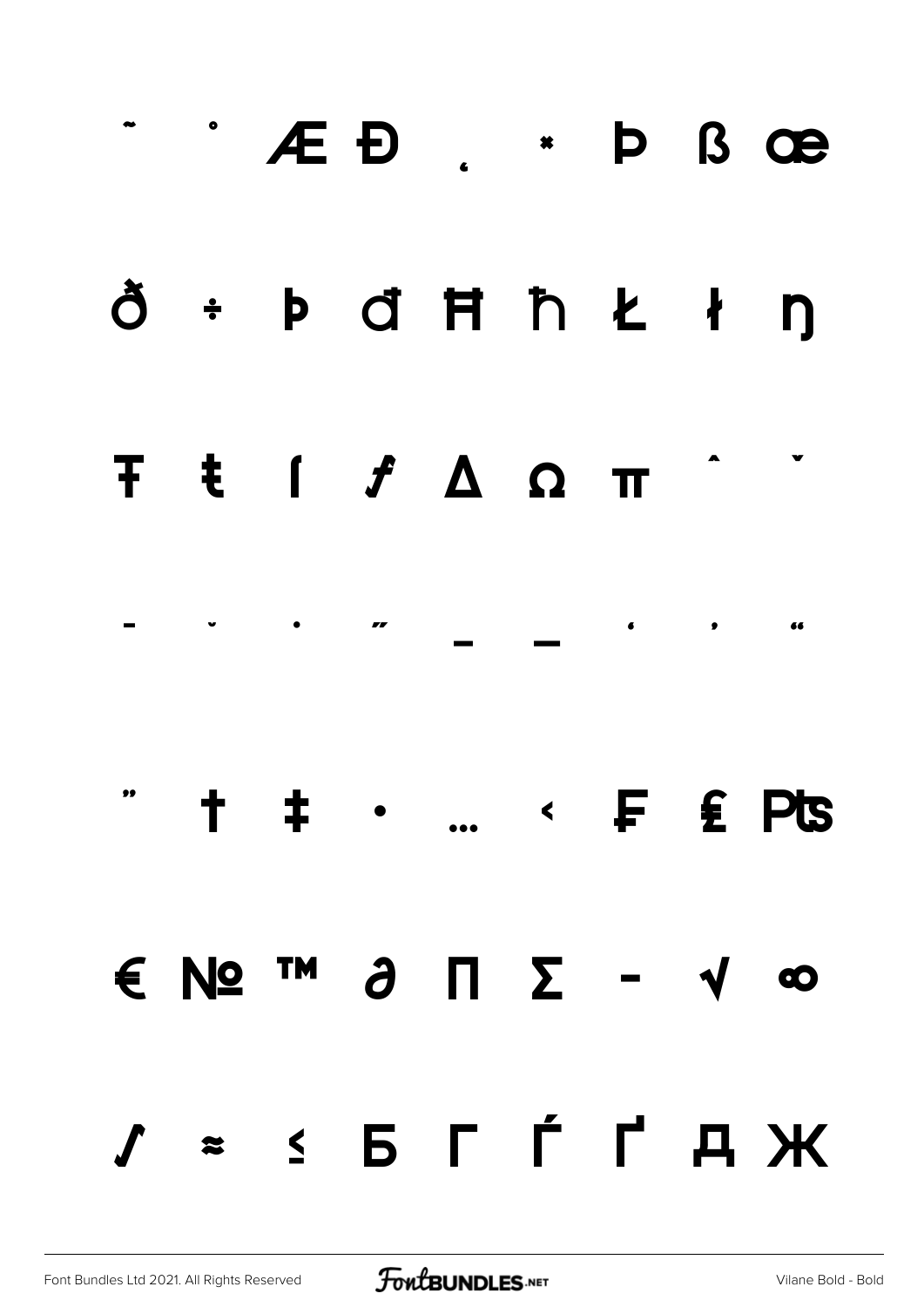˜ ˚ Æ Đ ˛ × Þ ß œ

ð ÷ þ đ Ħ ħ Ł ł ŋ

Ŧ ŧ ſ ƒ Δ Ω π ˆ ˇ

‐ ˘ ˙ ˝ – — ' ' "

" † ‡ • … ‹ ₣ ₤ ₧

€ № ™ ∂ ∏ ∑ − √ ∞

∫ ≈ ≤ Б Г Ѓ Ґ Д Ж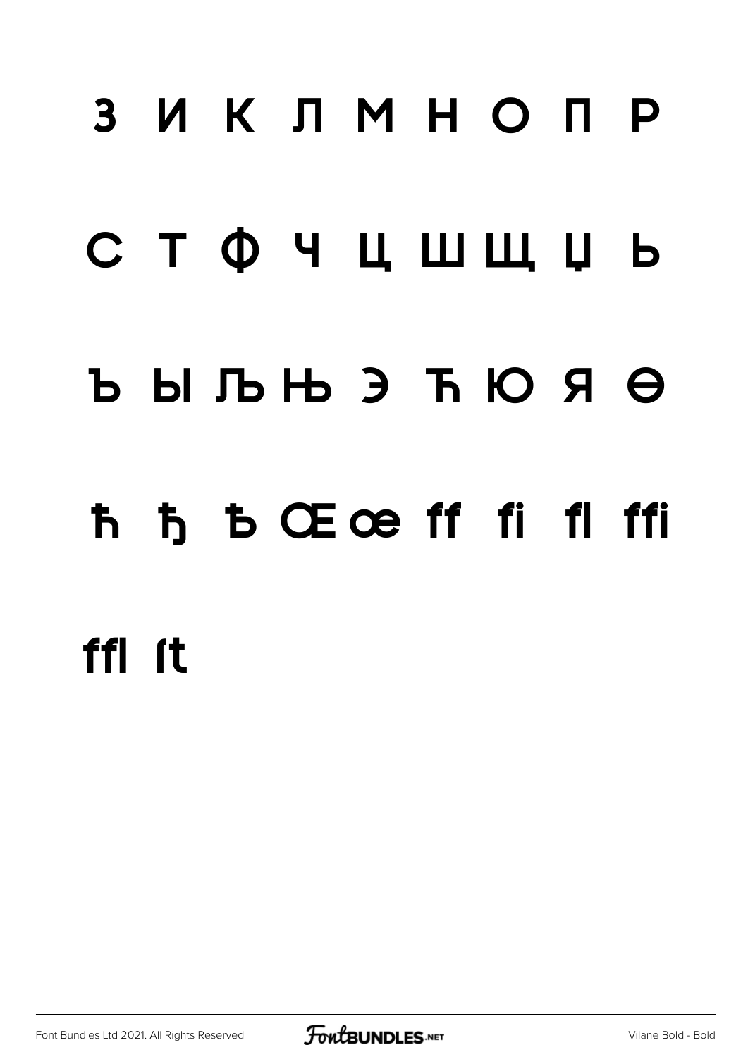З И К Л М Н О П Р

С Т Ф Ч Ц Ш Щ Џ Ь

Ъ Ы Љ Њ Э Ћ Ю Я Ѳ

ħ ђ Ђ Œ œ ﬀ ﬁ ﬂ ﬃ

ﬄ ﬅ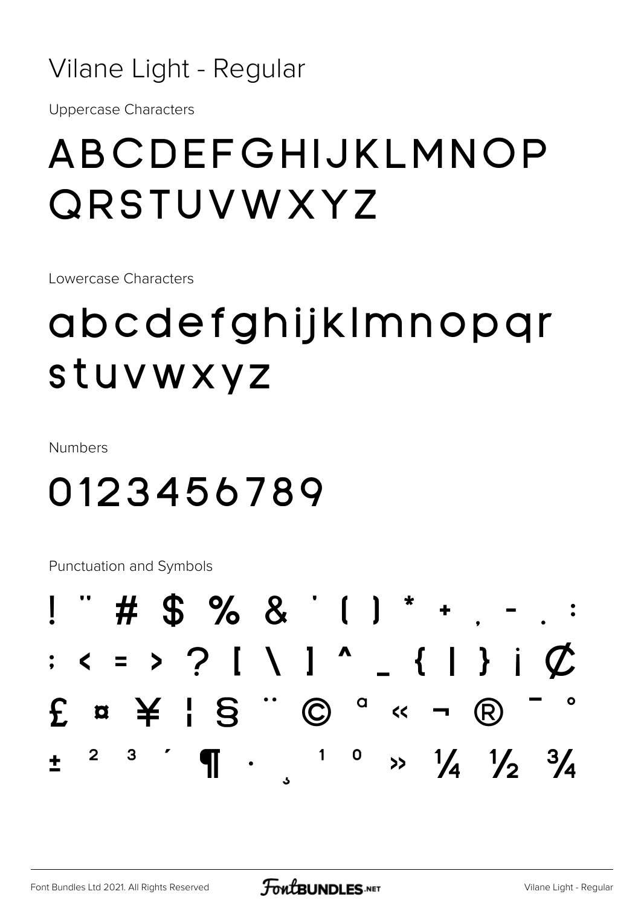# Vilane Light - Regular

Uppercase Characters

## ABCDEFGHIJKLMNOP QRSTUVWXYZ

Lowercase Characters

## abcdefghijklmnopqr stuvwxyz

Numbers

## 0123456789

Punctuation and Symbols

## ! " # $ % & ' ( ) * + , - . : ; < = > ? [ \ ] ^ _ { | } ¡ ¢ £ ¤ ¥ ¦ § ¨ © ª « ¬ ® ¯ ° ± ² ³ ´ ¶ · ¸ ¹ º » ¼ ½ ¾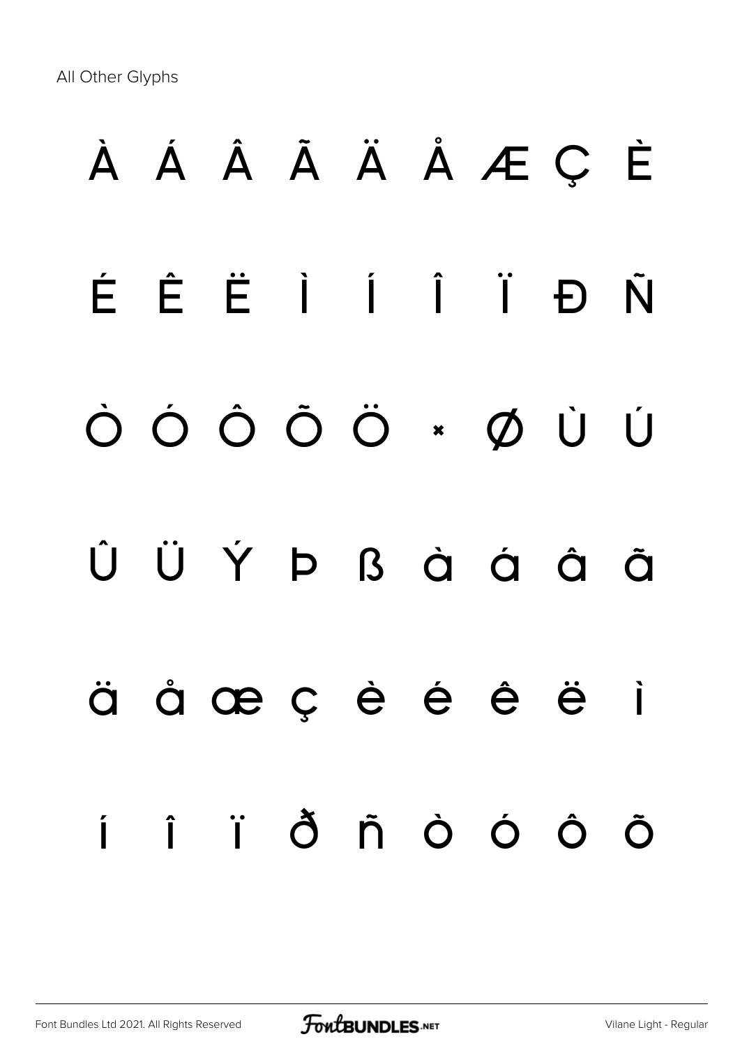All Other Glyphs

À Á Â Ã Ä Å Æ Ç È

É Ê Ë Ì Í Î Ï Đ Ñ

Ò Ó Ô Õ Ö × Ø Ù Ú

Û Ü Ý Þ ß à á â ã

ä å œ ç è é ê ë ì

í î ï ð ñ ò ó ô õ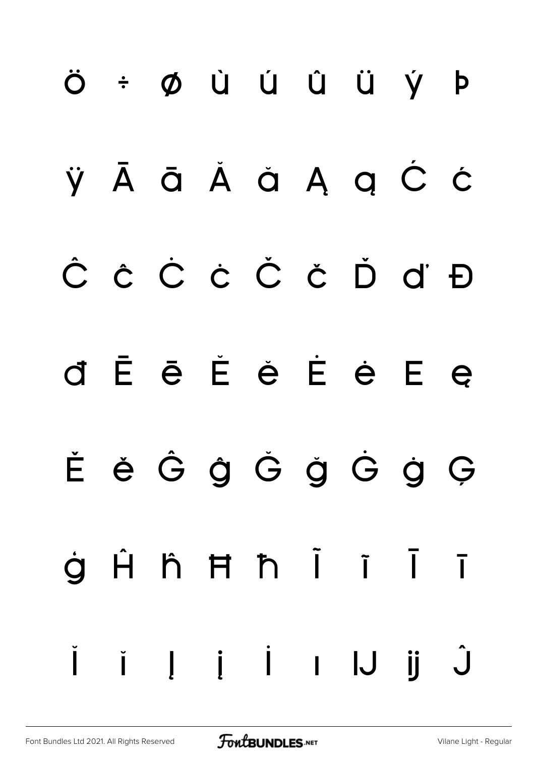ö ÷ ø ù ú û ü ý þ

ÿ Ā ā Ă ă Ą ą Ć ć

Ĉ ĉ Ċ ċ Č č Ď ď Đ

đ Ē ē Ĕ ĕ Ė ė Ę ę

Ě ě Ĝ ĝ Ğ ğ Ġ ġ Ģ

ģ Ĥ ĥ Ħ ħ Ĩ ĩ Ī ī

Ĭ ĭ Į į İ ı Ĳ ĳ Ĵ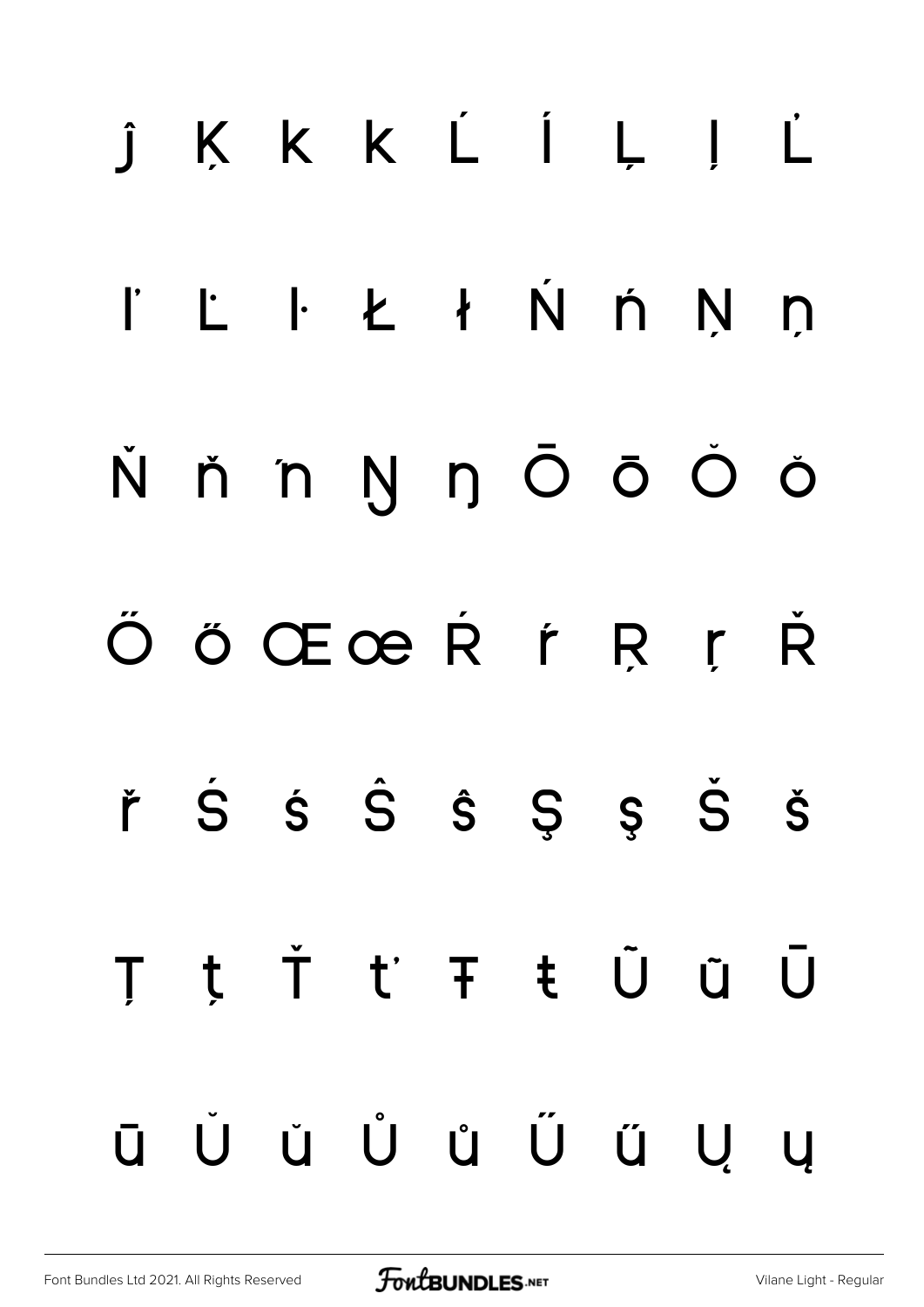ĵ Ķ ķ ĸ Ĺ ĺ Ļ ļ Ľ

ľ Ŀ ŀ Ł ł Ń ń Ņ ņ

Ň ň ŉ Ŋ ŋ Ō ō Ŏ ŏ

Ő ő Œ œ Ŕ ŕ Ŗ ŗ Ř

ř Ś ś Ŝ ŝ Ş ş Š š

Ţ ţ Ť ť Ŧ ŧ Ũ ũ Ū

ū Ŭ ŭ Ů ů Ű ű Ų ų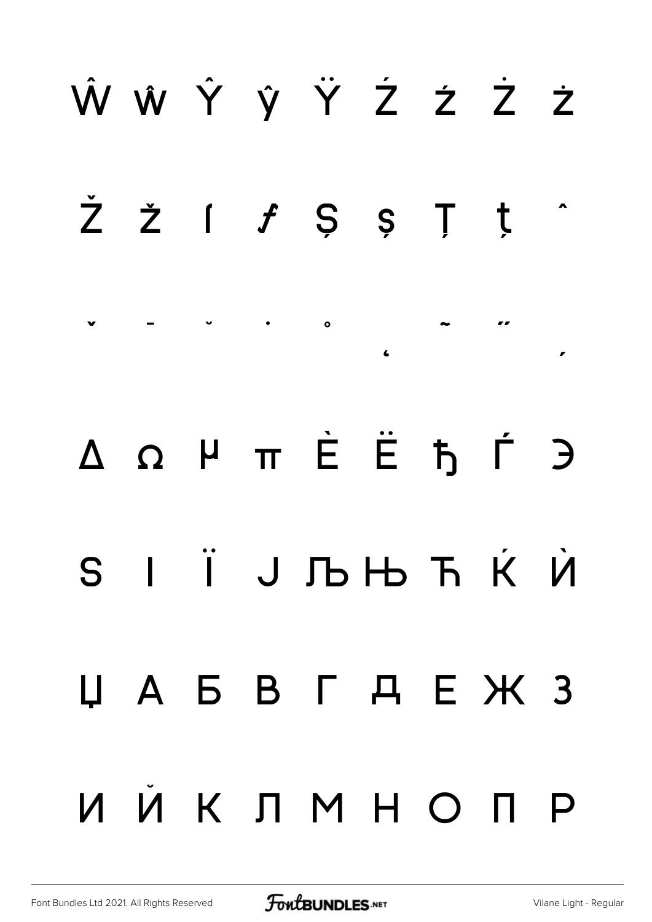Ŵ ŵ Ŷ ŷ Ÿ Ź ź Ż ż

Ž ž ſ ƒ Ș ș Ț ț ˆ

ˇ ˉ ˘ ˙ ˚ ˛ ˜ ˝ ˏ

Δ Ω µ π Ѐ Ё ђ Ѓ Є

Ѕ І Ї Ј Љ Њ Ћ Ќ Ѝ

Џ А Б В Г Д Е Ж З

И Й К Л М Н О П Р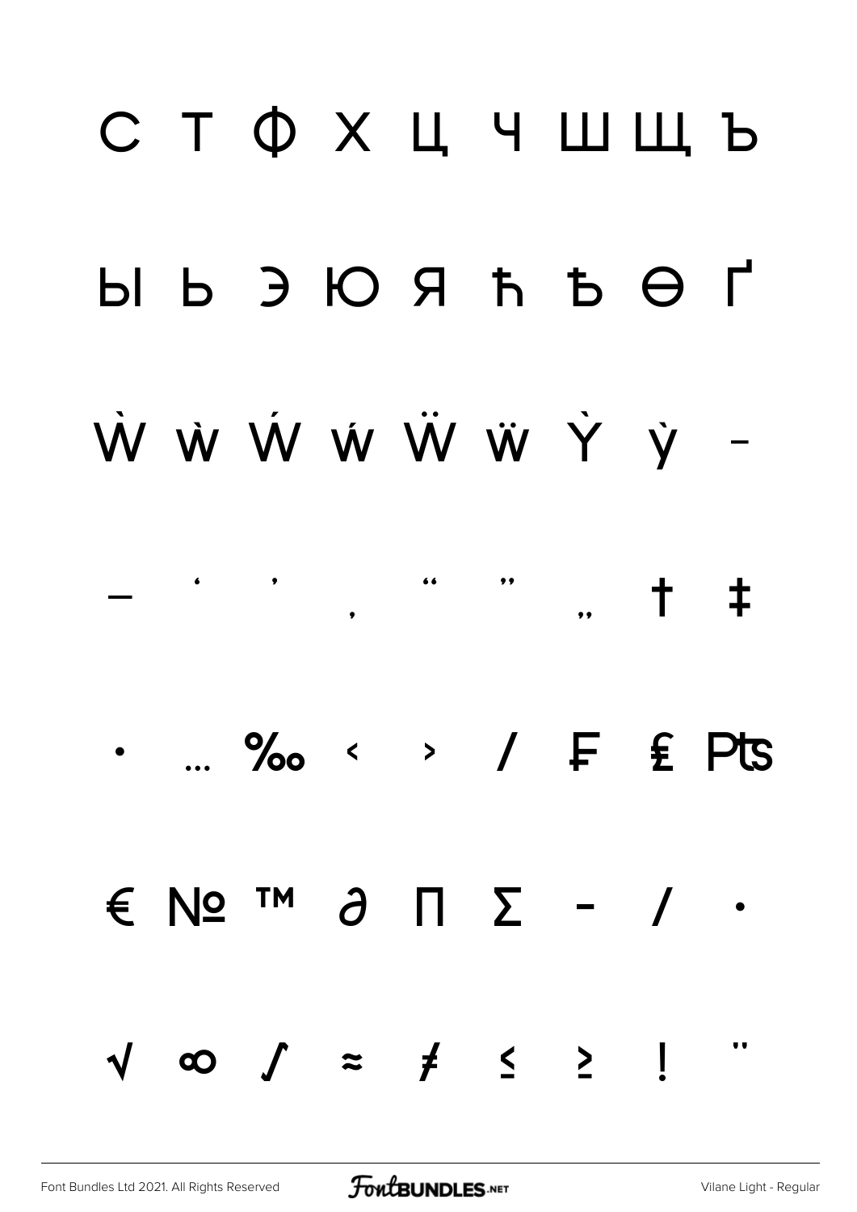С Т Ф Х Ц Ч Ш Щ Ъ

Ы Ь Э Ю Я ћ Ђ Ѳ Ґ

Ẁ ẁ Ẃ ẃ Ẅ ẅ Ỳ ỳ –

— ‘ ’ ‚ “ ” „ † ‡

• … ‰ ‹ › ⁄ ₣ ₤ ₧

€ № ™ ∂ ∏ ∑ − ∕ ∙

√ ∞ ∫ ≈ ≠ ≤ ≥ ! ¨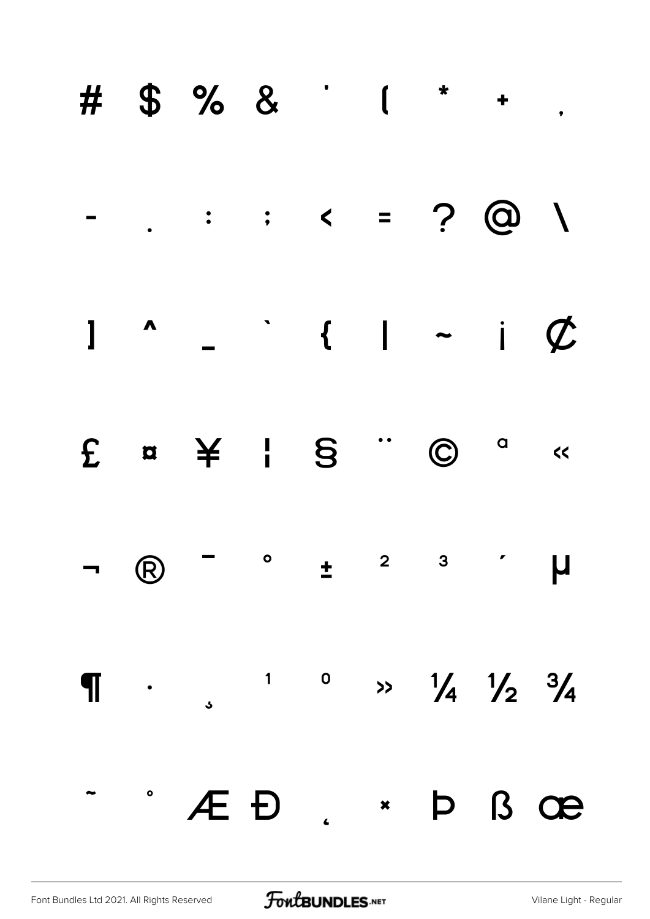# $ % & ' ( * + ,

- . : ; < = ? @ \

] ^ _ ` { | ~ ¡ ¢

£ ¤ ¥ ¦ § ¨ © ª «

¬ ® ¯ ° ± ² ³ ´ µ

¶ · ¸ ¹ º » ¼ ½ ¾

˜ ˚ Æ Đ ˛ × Þ ß œ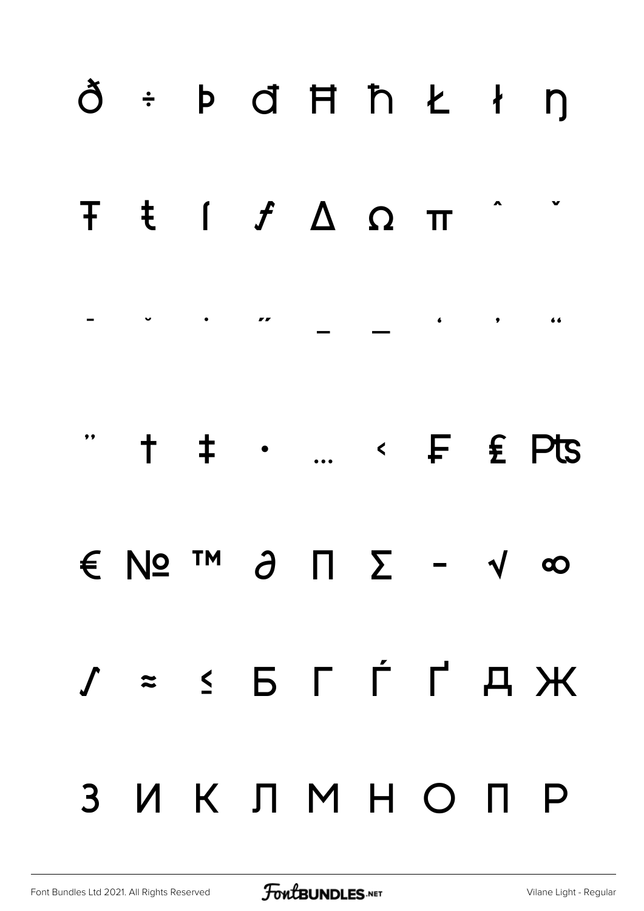ð ÷ þ đ Ħ ħ Ŀ ł ŋ

Ŧ ŧ ſ ƒ Δ Ω π ˆ ˇ

‐ ˘ ˙ ˝ – — ' ' "

" † ‡ • … ‹ ₣ ₤ ₧

€ № ™ ∂ ∏ ∑ − √ ∞

∫ ≈ ≤ Б Г Ѓ Ґ Д Ж

З И К Л М Н О П Р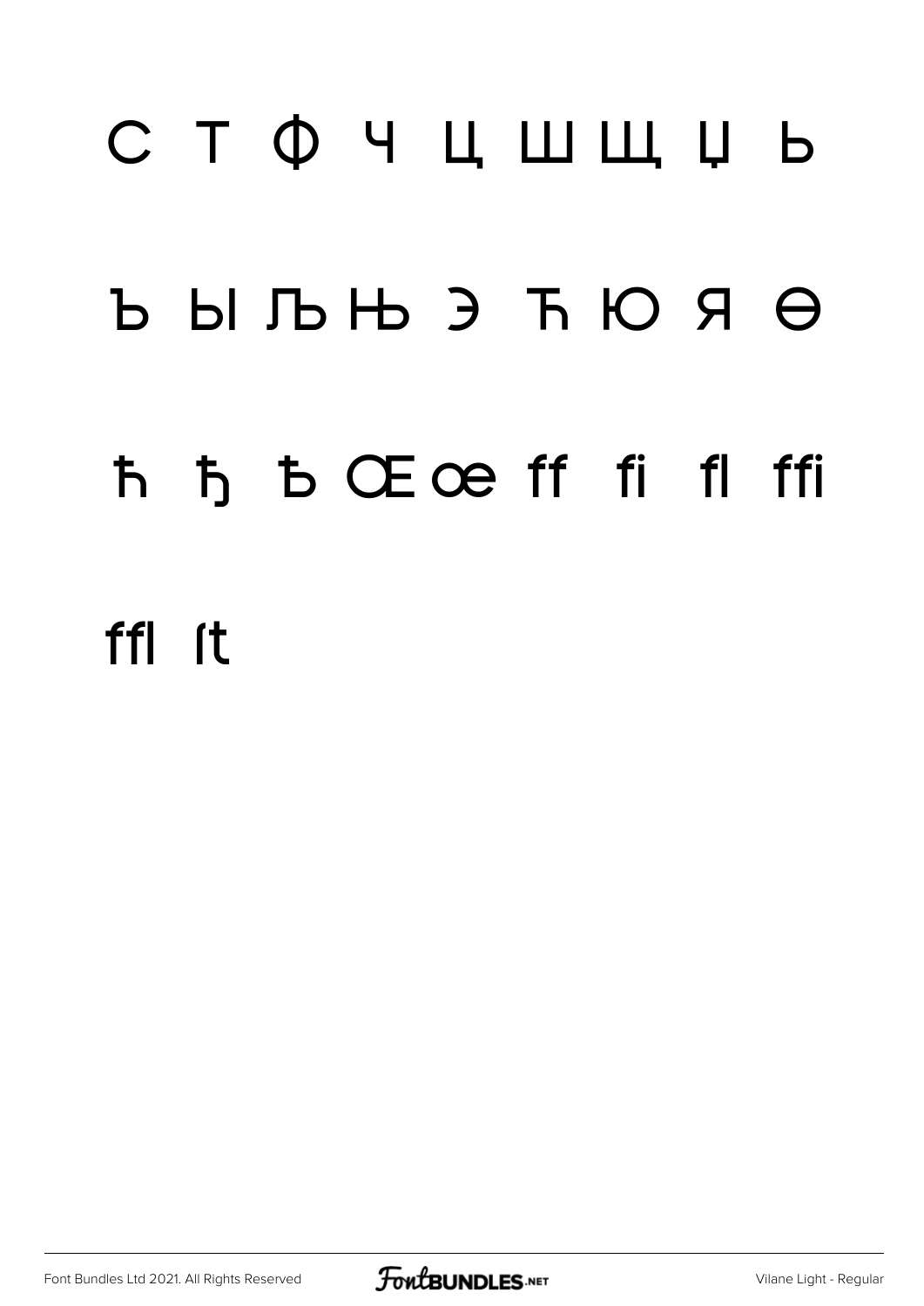С Т Ф Ч Ц Ш Щ Џ Ь

Ъ Ы Љ Њ Э Ћ Ю Я Ѳ

ħ ђ ѣ Œ œ ﬀ ﬁ ﬂ ﬃ

ﬄ ﬅ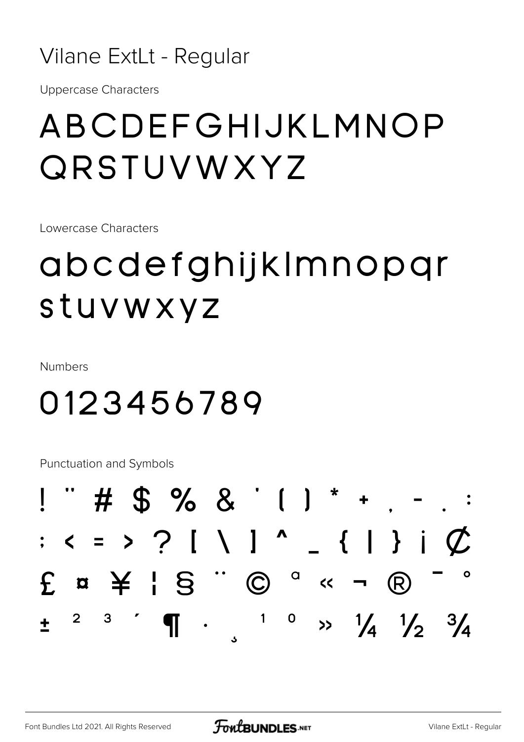# Vilane ExtLt - Regular

Uppercase Characters

## ABCDEFGHIJKLMNOP QRSTUVWXYZ

Lowercase Characters

## abcdefghijklmnopqr stuvwxyz

Numbers

## 0123456789

Punctuation and Symbols

! " # $ % & ' ( ) * + , - . :

; < = > ? [ \ ] ^ _ { | } ¡ ¢

£ ¤ ¥ ¦ § ¨ © ª « ¬ ® ¯ °

± ² ³ ´ ¶ · ¸ ¹ º » ¼ ½ ¾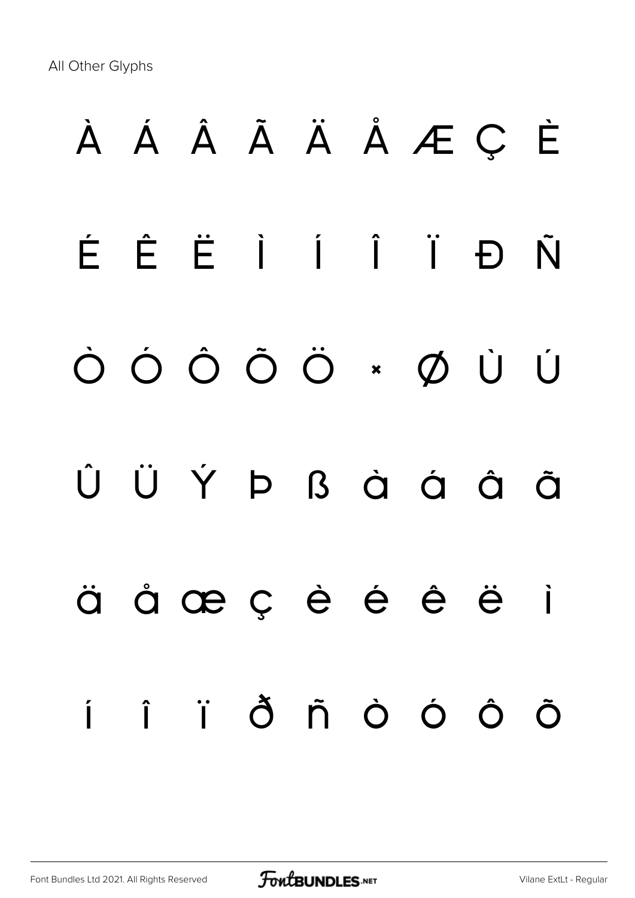All Other Glyphs

À Á Â Ã Ä Å Æ Ç È

É Ê Ë Ì Í Î Ï Ð Ñ

Ò Ó Ô Õ Ö × Ø Ù Ú

Û Ü Ý Þ ß à á â ã

ä å æ ç è é ê ë ì

í î ï ð ñ ò ó ô õ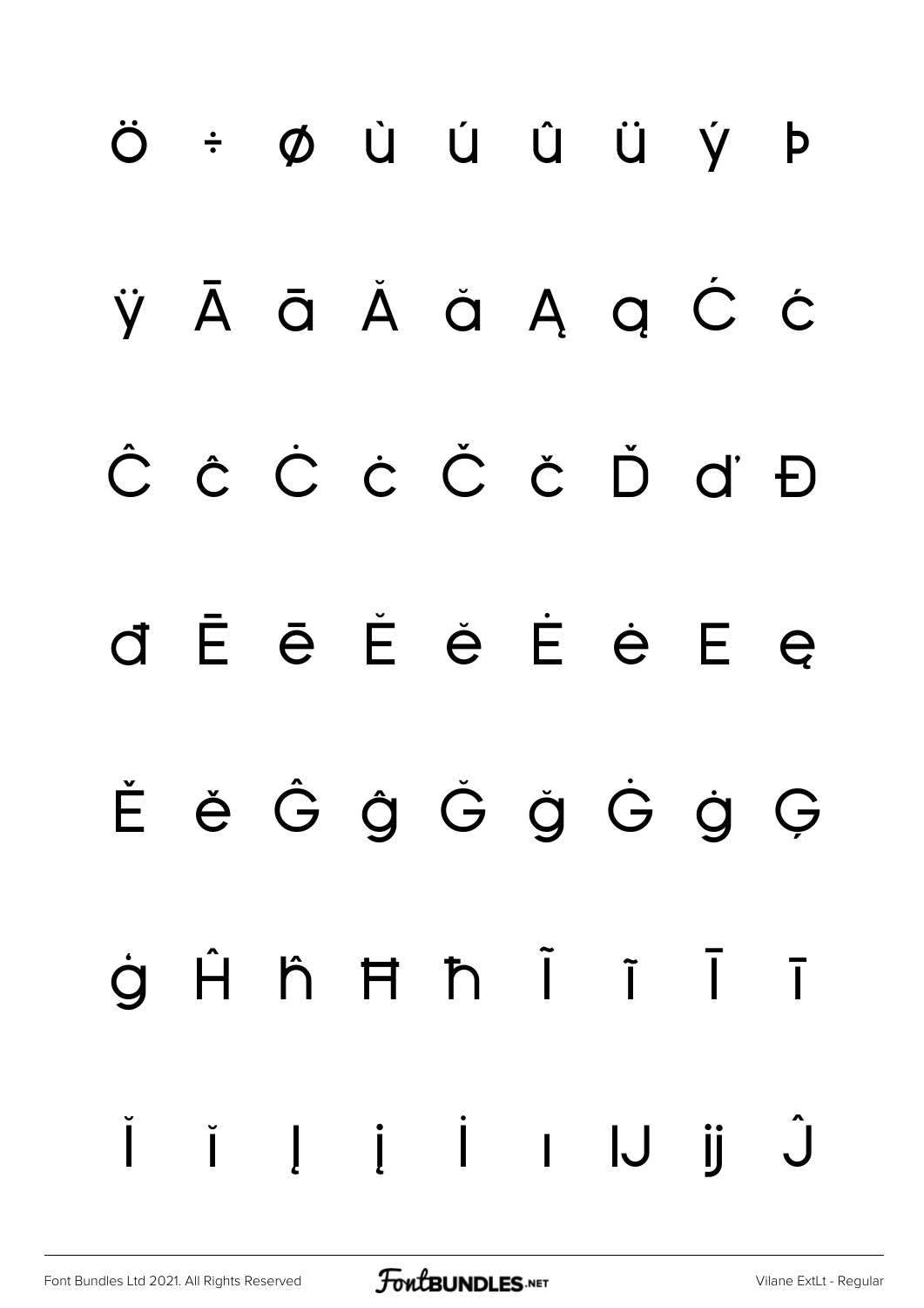ö ÷ ø ù ú û ü ý þ

ÿ Ā ā Ă ă Ą ą Ć ć

Ĉ ĉ Ċ ċ Č č Ď ď Đ

đ Ē ē Ĕ ĕ Ė ė Ę ę

Ě ě Ĝ ĝ Ğ ğ Ġ ġ Ģ

ģ Ĥ ĥ Ħ ħ Ĩ ĩ Ī ī

Ĭ ĭ Į į İ ı Ĳ ĳ Ĵ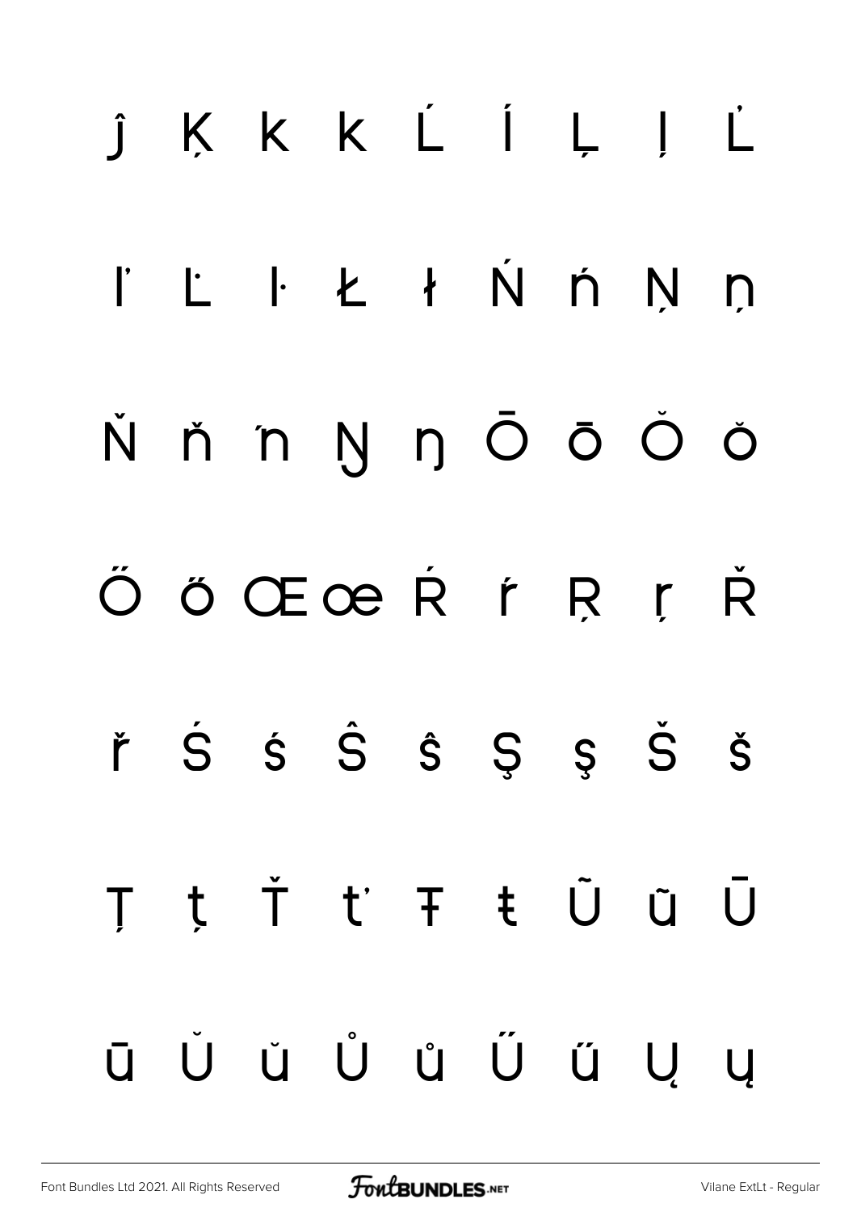ĵ Ķ ķ ĸ Ĺ ĺ Ļ ļ Ľ

ľ Ŀ ŀ Ł ł Ń ń Ņ ņ

Ň ň ŉ Ŋ ŋ Ō ō Ŏ ŏ

Ő ő Œ œ Ŕ ŕ Ŗ ŗ Ř

ř Ś ś Ŝ ŝ Ş ş Š š

Ţ ţ Ť ť Ŧ ŧ Ũ ũ Ū

ū Ŭ ŭ Ů ů Ű ű Ų ų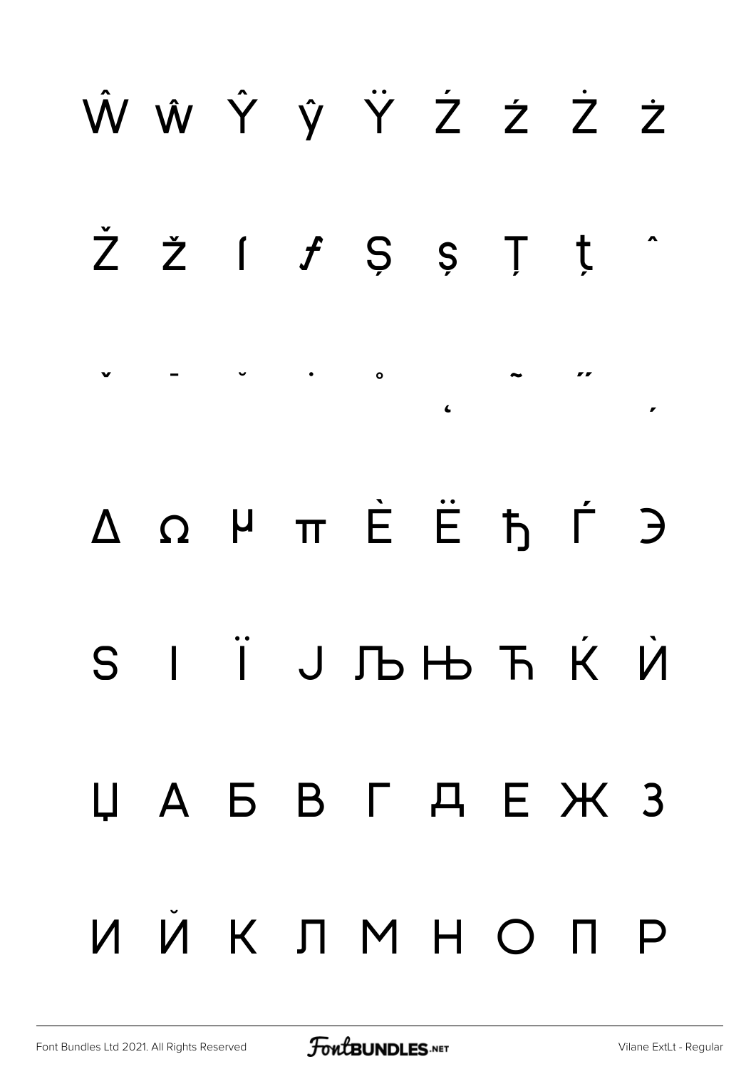Ŵ ŵ Ŷ ŷ Ÿ Ź ź Ż ż

Ž ž ſ ƒ Ș ș Ț ț ˆ

ˇ ˉ ˘ ˙ ˚ ˛ ˜ ˝ ˏ

Δ Ω µ π Ѐ Ё ђ Ѓ Э

Ѕ І Ї Ј Љ Њ Ћ Ќ Ѝ

Џ А Б В Г Д Е Ж З

И Й К Л М Н О П Р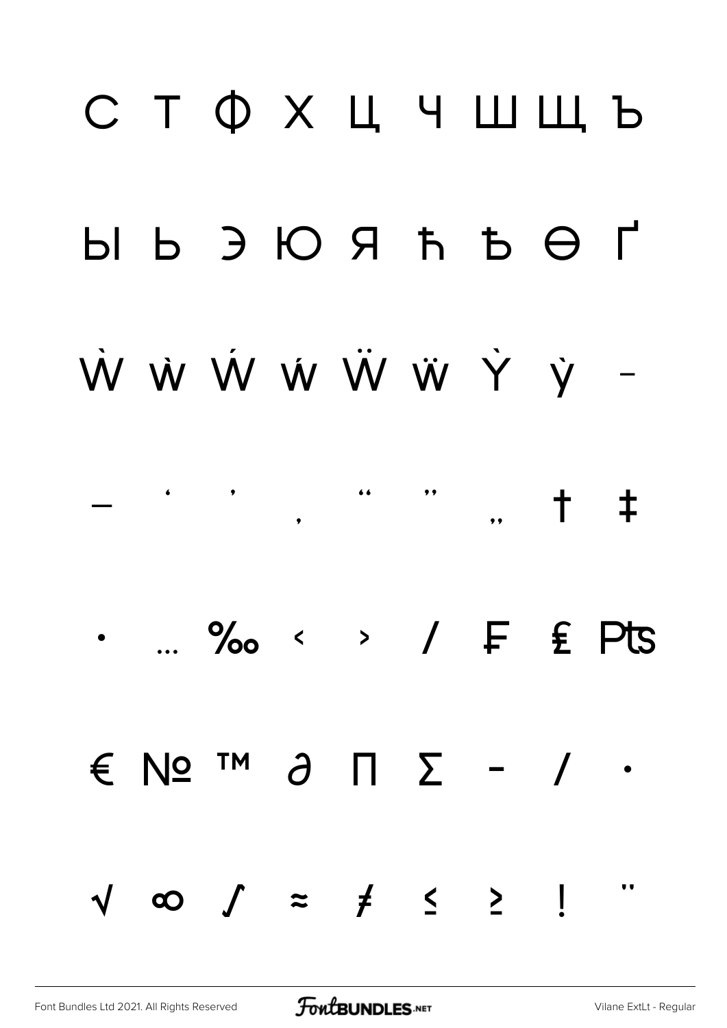С Т Ф Х Ц Ч Ш Щ Ъ

Ы Ь Э Ю Я ћ Ђ Ѳ Ґ

Ẁ ẁ Ẃ ẃ Ẅ ẅ Ỳ ỳ –

— ' ' ‚ " " „ † ‡

• … ‰ ‹ › ⁄ ₣ ₤ ₧

€ № ™ ∂ ∏ ∑ − ∕ ∙

√ ∞ ∫ ≈ ≠ ≤ ≥ ! ¨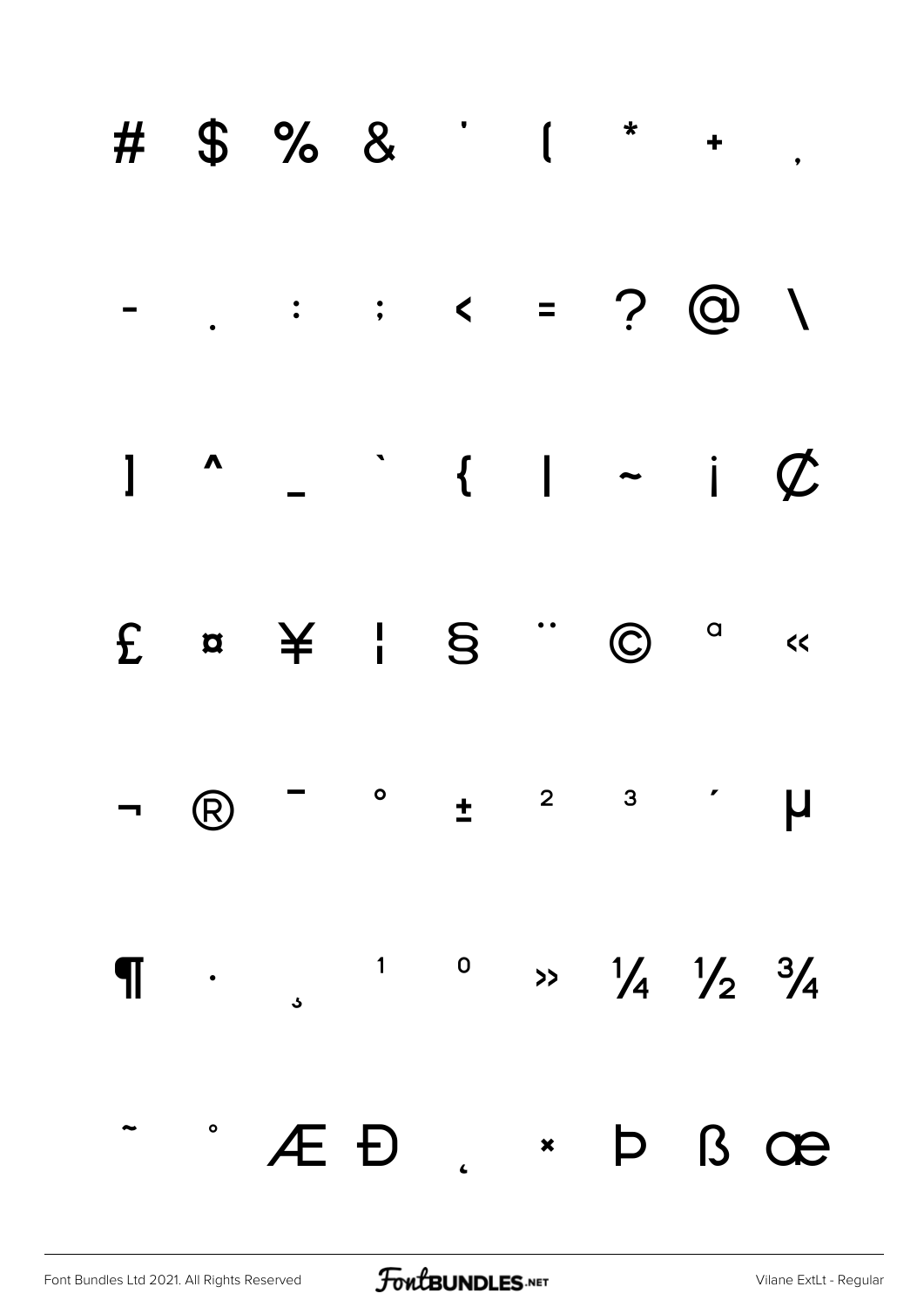# $ % & ' ( * + ,

- . : ; < = ? @ \

] ^ _ ` { | ~ ¡ ¢

£ ¤ ¥ ¦ § ¨ © ª «

¬ ® ¯ ° ± ² ³ ´ µ

¶ · ¸ ¹ º » ¼ ½ ¾

˜ ˚ Æ Đ ˛ × Þ ß œ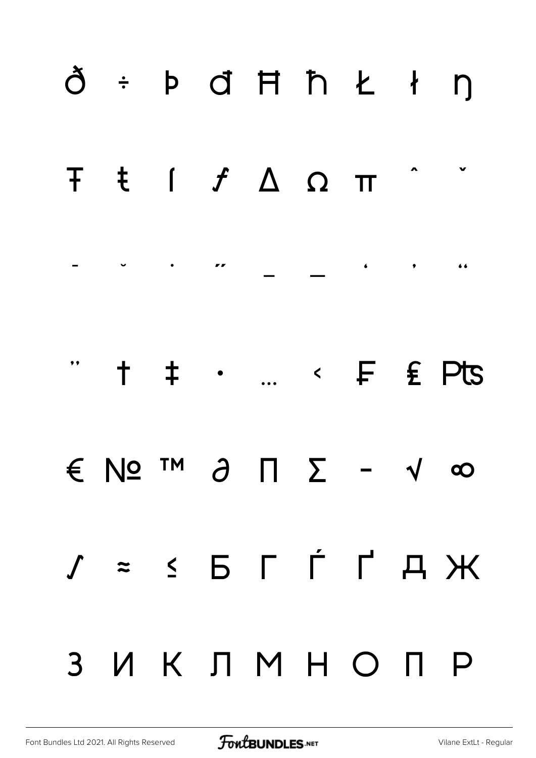ð ÷ þ đ Ħ ħ Ƚ ƚ ŋ

Ŧ ŧ ſ ƒ Δ Ω π ˆ ˇ

¯ ˘ ˙ ˝ – — ‘ ’ “

” † ‡ • … ‹ ₣ ₤ ₧

€ № ™ ∂ ∏ ∑ − √ ∞

∫ ≈ ≤ Б Г Ѓ Ґ Д Ж

З И К Л М Н О П Р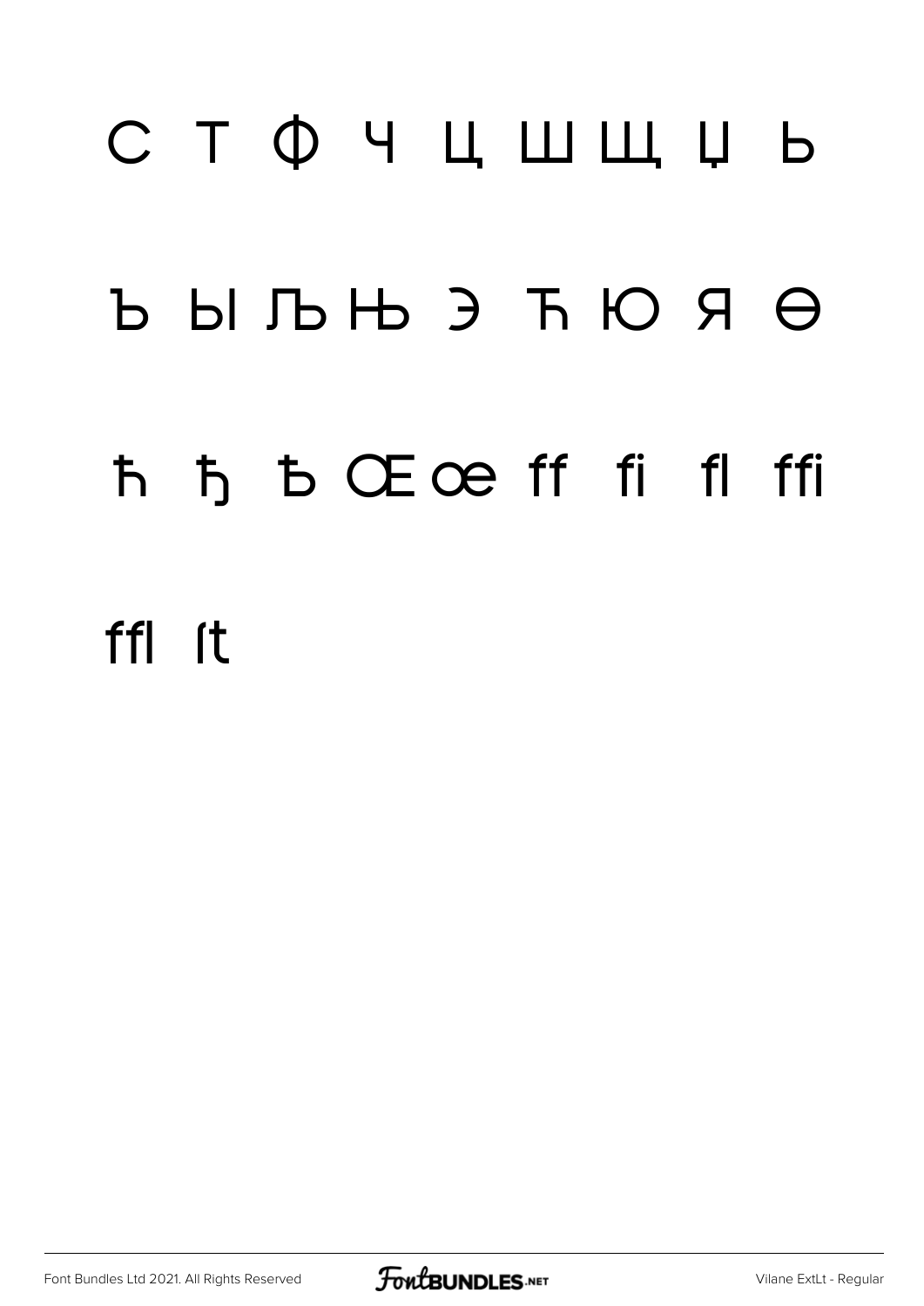С Т Ф Ч Ц Ш Щ Џ Ь

Ъ Ы Љ Њ Э Ћ Ю Я Ѳ

ћ ђ Ѣ Œ œ ff fi fl ffi

ffl ſt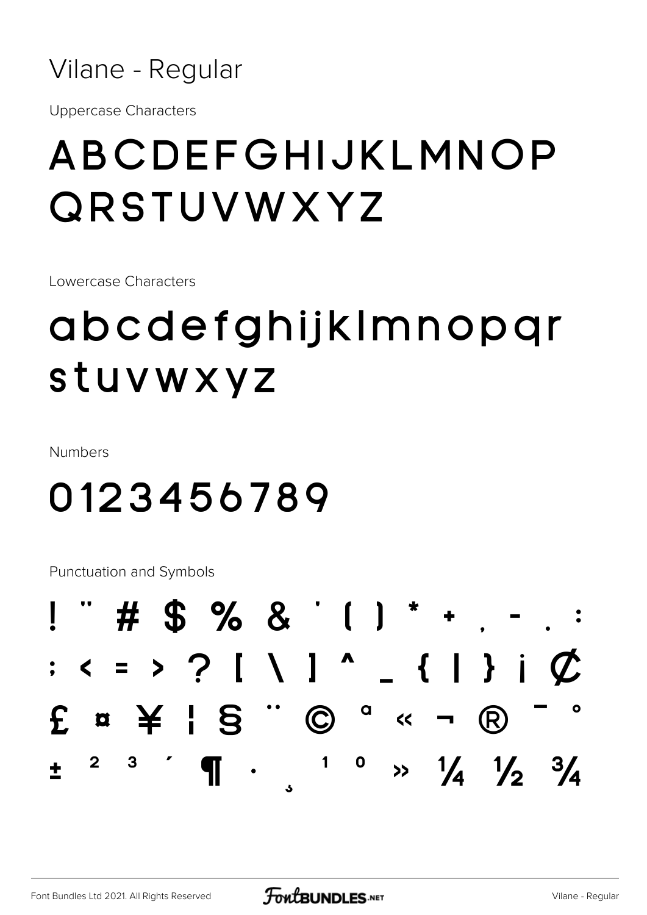# Vilane - Regular

Uppercase Characters

## ABCDEFGHIJKLMNOP QRSTUVWXYZ

Lowercase Characters

## abcdefghijklmnopqr stuvwxyz

Numbers

## 0123456789

Punctuation and Symbols

## ! " # $ % & ' ( ) * + , - . :

## ; < = > ? [ \ ] ^ _ { | } ¡ ¢

## £ ¤ ¥ ¦ § ¨ © ª « ¬ ® ¯ °

## ± ² ³ ´ ¶ · ¸ ¹ º » ¼ ½ ¾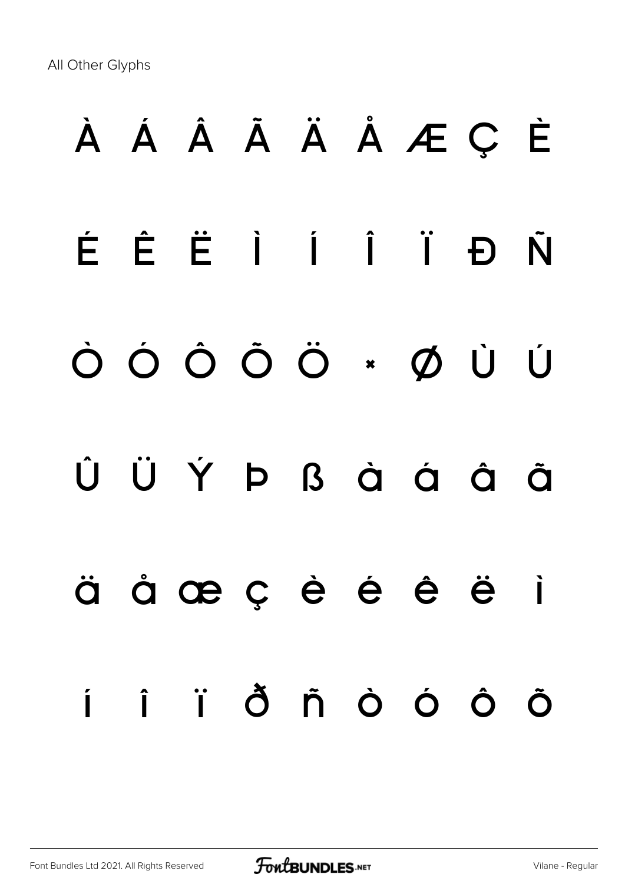All Other Glyphs

À Á Â Ã Ä Å Æ Ç È

É Ê Ë Ì Í Î Ï Ð Ñ

Ò Ó Ô Õ Ö × Ø Ù Ú

Û Ü Ý Þ ß à á â ã

ä å æ ç è é ê ë ì

í î ï ð ñ ò ó ô õ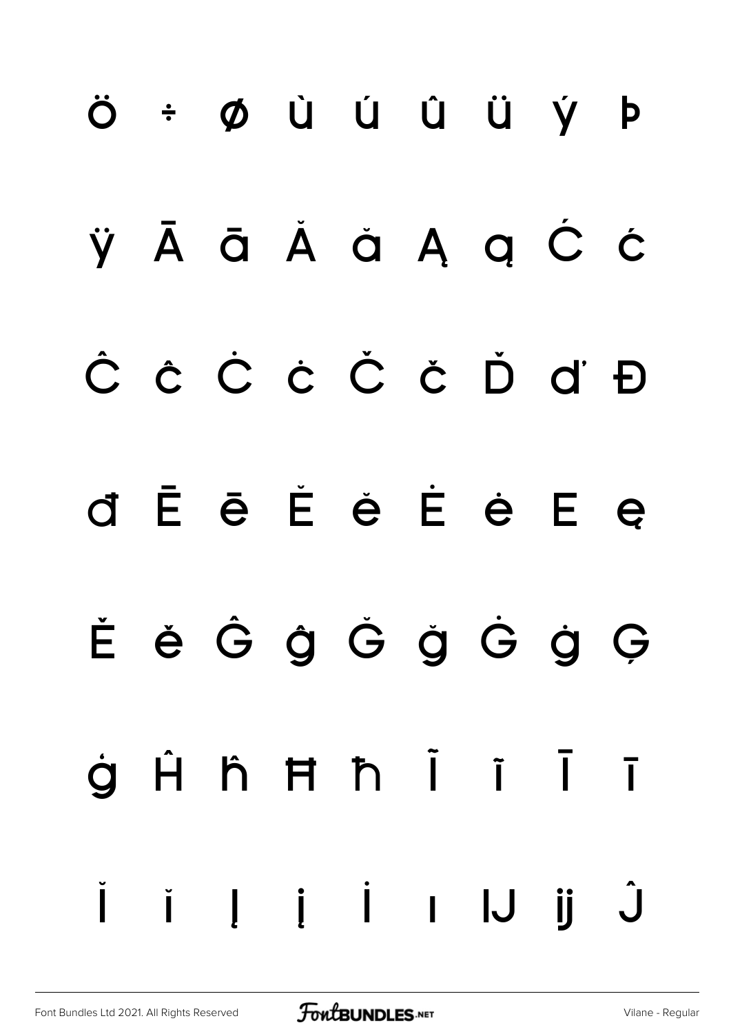ö ÷ ø ù ú û ü ý þ

ÿ Ā ā Ă ă Ą ą Ć ć

Ĉ ĉ Ċ ċ Č č Ď ď Đ

đ Ē ē Ĕ ĕ Ė ė Ę ę

Ě ě Ĝ ĝ Ğ ğ Ġ ġ Ģ

ģ Ĥ ĥ Ħ ħ Ĩ ĩ Ī ī

Ĭ ĭ Į į İ ı Ĳ ĳ Ĵ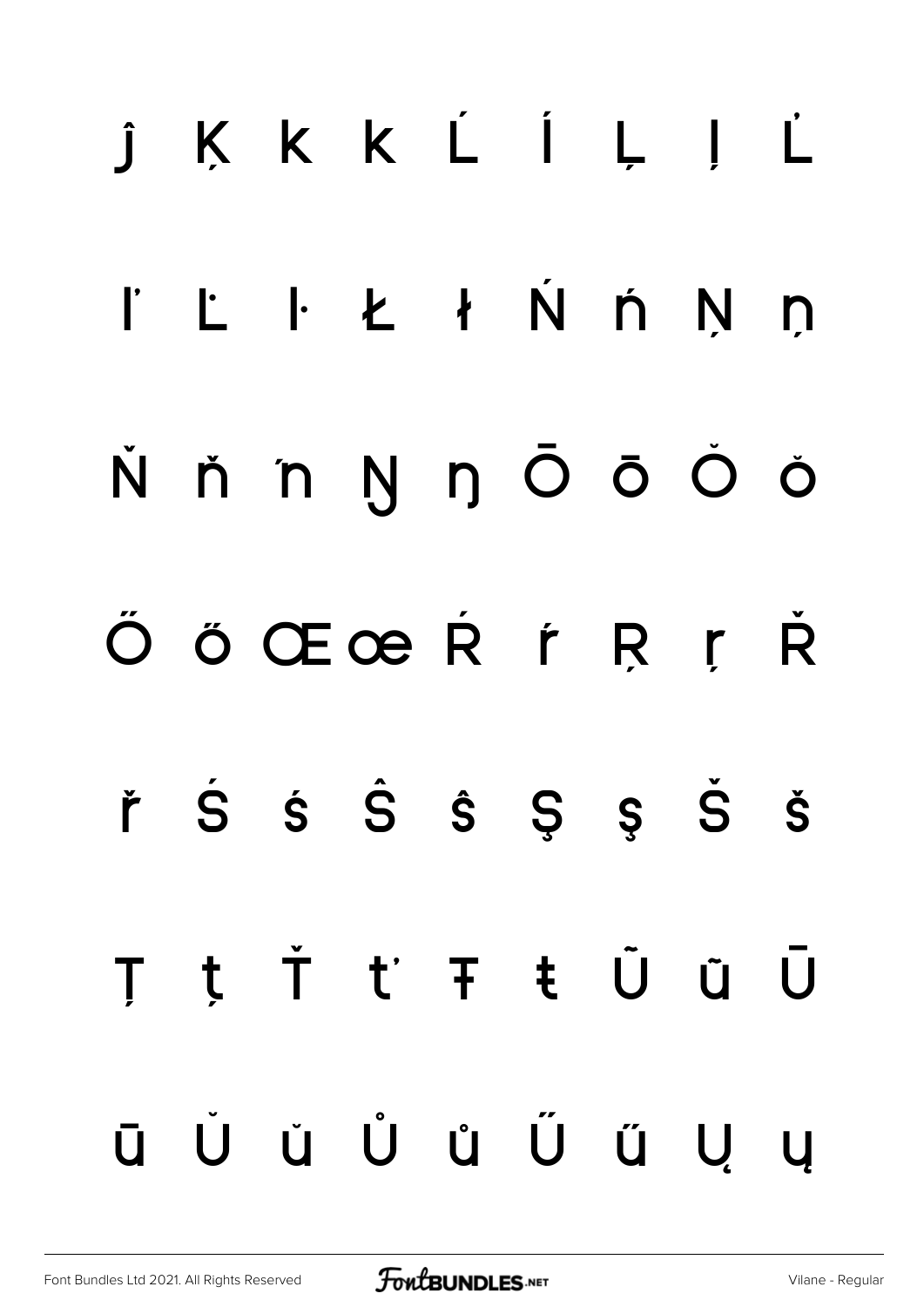ĵ Ķ ķ ĸ Ĺ ĺ Ļ ļ Ľ

ľ Ŀ ŀ Ł ł Ń ń Ņ ņ

Ň ň ŉ Ŋ ŋ Ō ō Ŏ ŏ

Ő ő Œ œ Ŕ ŕ Ŗ ŗ Ř

ř Ś ś Ŝ ŝ Ş ş Š š

Ţ ţ Ť ť Ŧ ŧ Ũ ũ Ū

ū Ŭ ŭ Ů ů Ű ű Ų ų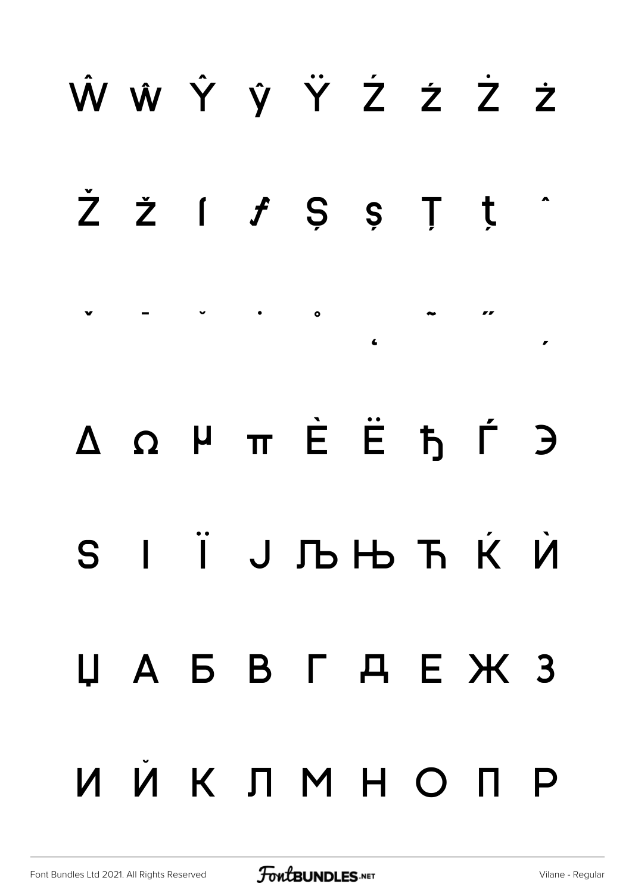Ŵ ŵ Ŷ ŷ Ÿ Ź ź Ż ż

Ž ž ſ ƒ Ș ș Ț ț ˆ

ˇ ˉ ˘ ˙ ˚ ˛ ˜ ˝ ˏ

Δ Ω µ π Ѐ Ё ђ Ѓ Є

Ѕ І Ї Ј Љ Њ Ћ Ќ Ѝ

Џ А Б В Г Д Е Ж З

И Й К Л М Н О П Р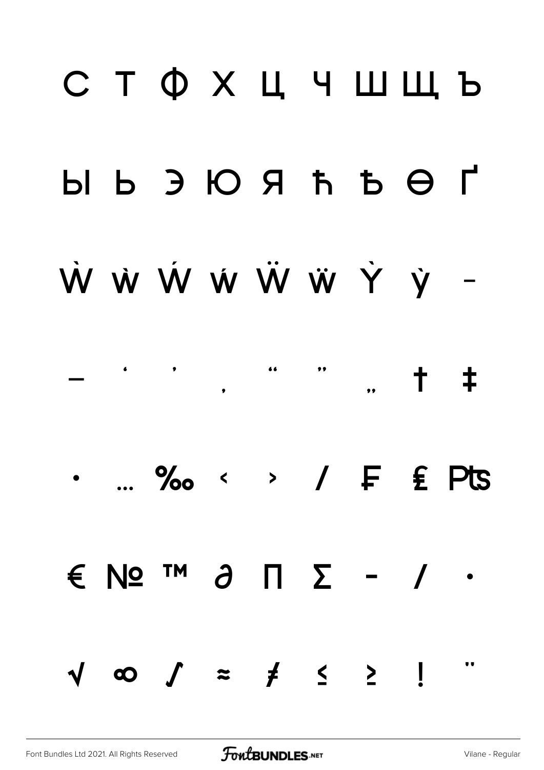С Т Ф Х Ц Ч Ш Щ Ъ

Ы Ь Э Ю Я ħ Ђ Ѳ Ґ

Ẁ ẁ Ẃ ẃ Ẅ ẅ Ỳ ỳ –

— ‘ ’ ‚ “ ” „ † ‡

• … ‰ ‹ › ⁄ ₣ ₤ ₧

€ № ™ ∂ ∏ ∑ − ∕ ∙

√ ∞ ∫ ≈ ≠ ≤ ≥ ! ¨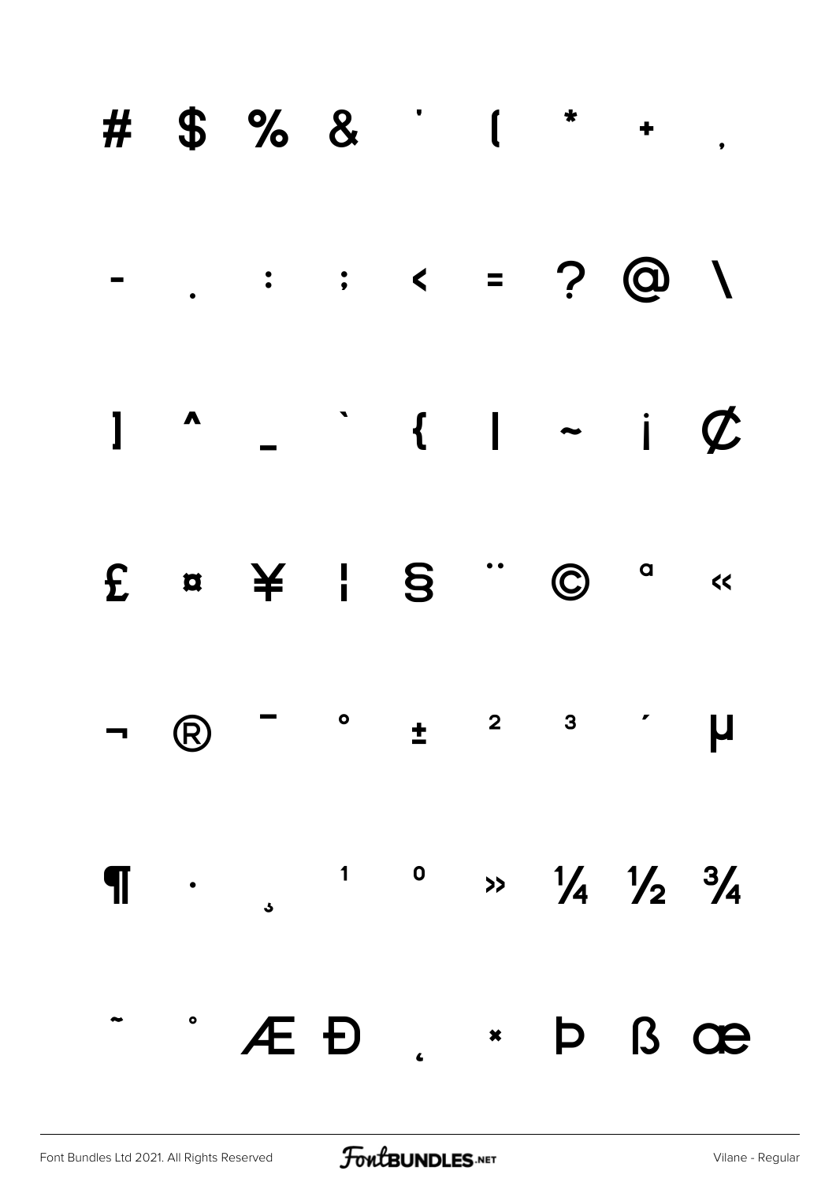# $ % & ' ( * + ,

- . : ; < = ? @ \

] ^ _ ` { | ~ ¡ ¢

£ ¤ ¥ ¦ § ¨ © ª «

¬ ® ¯ ° ± ² ³ ´ µ

¶ · ¸ ¹ º » ¼ ½ ¾

˜ ˚ Æ Đ ˛ × Þ ß œ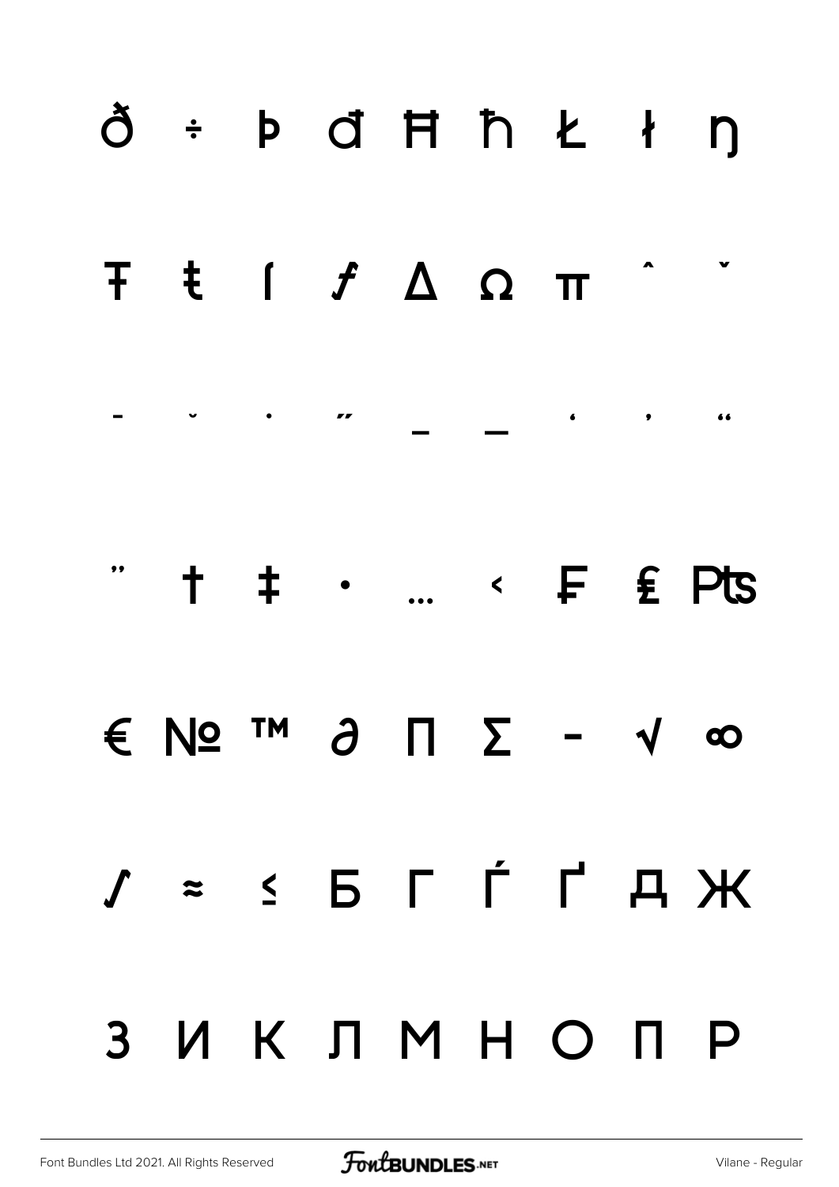ð ÷ þ đ Ħ ħ Ŀ ł ŋ

Ŧ ŧ ſ ƒ Δ Ω π ˆ ˇ

‐ ˘ ˙ ˝ – — ‘ ’ “

” † ‡ • … ‹ ₣ ₤ ₧

€ № ™ ∂ ∏ ∑ − √ ∞

∫ ≈ ≤ Б Г Ѓ Ґ Д Ж

З И К Л М Н О П Р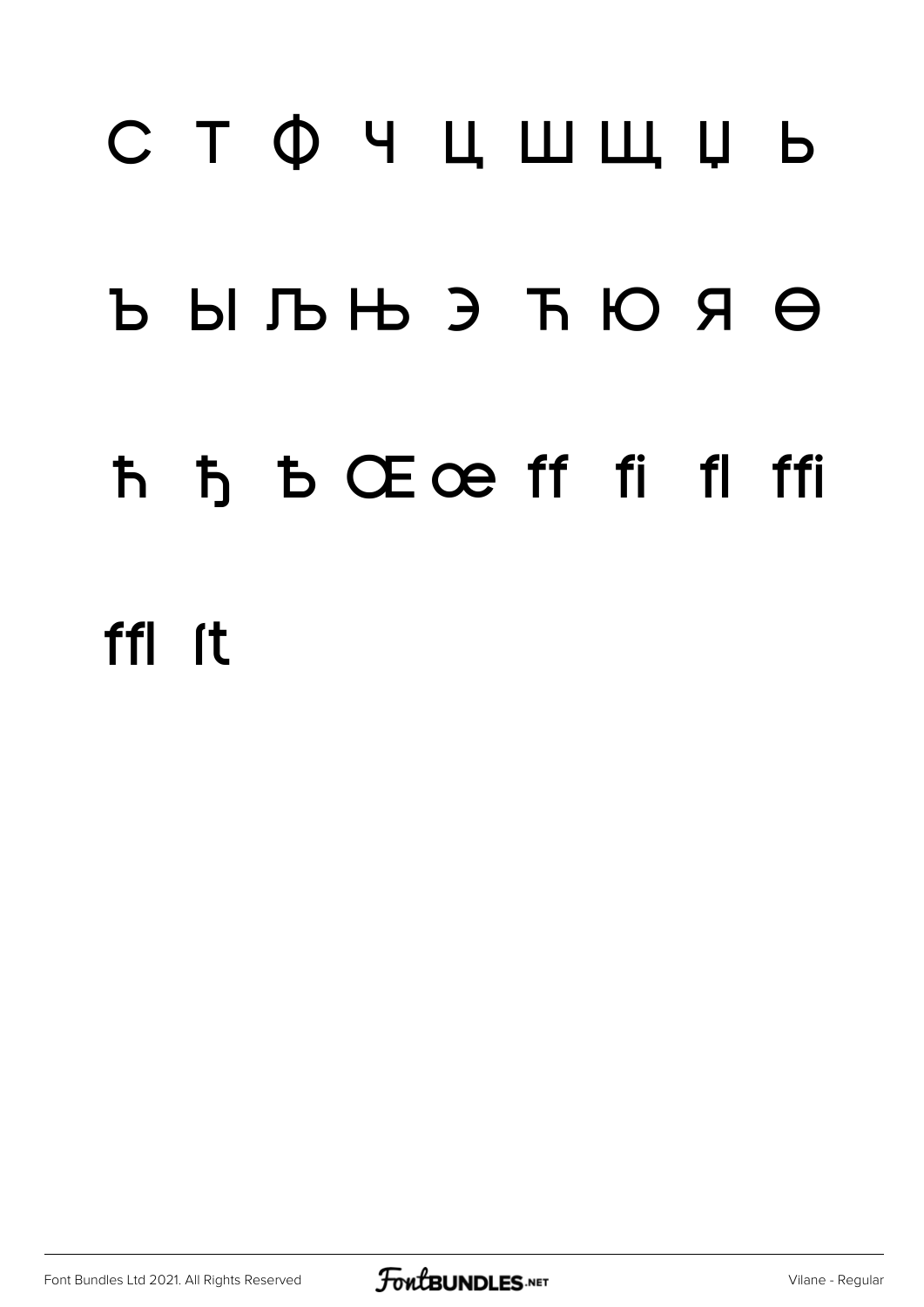С Т Ф Ч Ц Ш Щ Џ Ь

Ъ Ы Љ Њ Э Ћ Ю Я Ѳ

ħ ђ Ѣ Œ œ ﬀ ﬁ ﬂ ﬃ

ﬄ ﬅ